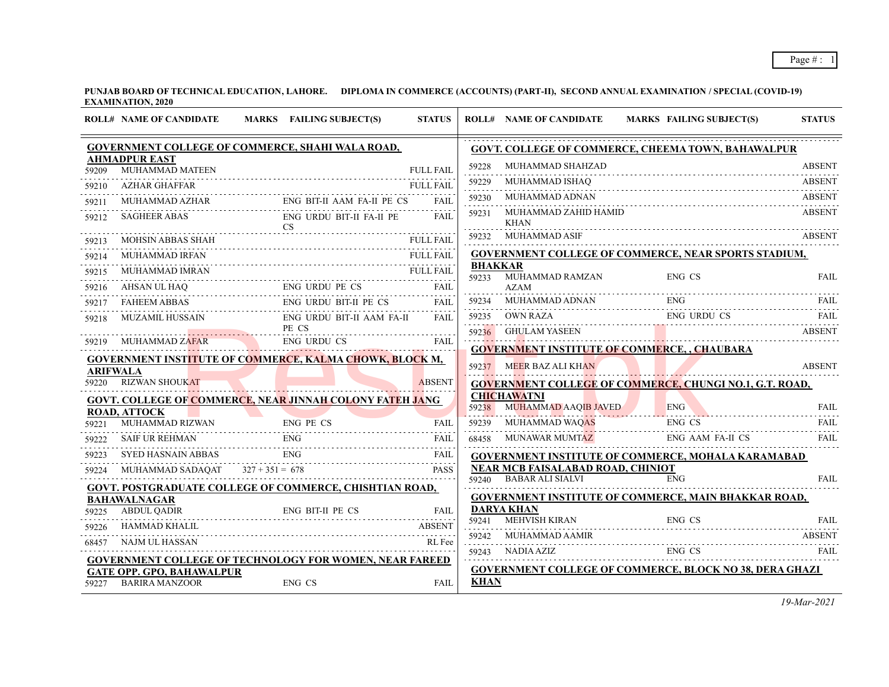**PUNJAB BOARD OF TECHNICAL EDUCATION, LAHORE. DIPLOMA IN COMMERCE (ACCOUNTS) (PART-II), SECOND ANNUAL EXAMINATION / SPECIAL (COVID-19) EXAMINATION, 2020**

| ROLL# | NAME OF CANDIDATE | MARKS | FAILING SUBJECT(S) | STATUS |
|---|---|---|---|---|
| **GOVERNMENT COLLEGE OF COMMERCE, SHAHI WALA ROAD, AHMADPUR EAST** | | | | |
| 59209 | MUHAMMAD MATEEN | | | FULL FAIL |
| 59210 | AZHAR GHAFFAR | | | FULL FAIL |
| 59211 | MUHAMMAD AZHAR | | ENG BIT-II AAM FA-II PE CS | FAIL |
| 59212 | SAGHEER ABAS | | ENG URDU BIT-II FA-II PE CS | FAIL |
| 59213 | MOHSIN ABBAS SHAH | | | FULL FAIL |
| 59214 | MUHAMMAD IRFAN | | | FULL FAIL |
| 59215 | MUHAMMAD IMRAN | | | FULL FAIL |
| 59216 | AHSAN UL HAQ | | ENG URDU PE CS | FAIL |
| 59217 | FAHEEM ABBAS | | ENG URDU BIT-II PE CS | FAIL |
| 59218 | MUZAMIL HUSSAIN | | ENG URDU BIT-II AAM FA-II PE CS | FAIL |
| 59219 | MUHAMMAD ZAFAR | | ENG URDU CS | FAIL |
| **GOVERNMENT INSTITUTE OF COMMERCE, KALMA CHOWK, BLOCK M, ARIFWALA** | | | | |
| 59220 | RIZWAN SHOUKAT | | | ABSENT |
| **GOVT. COLLEGE OF COMMERCE, NEAR JINNAH COLONY FATEH JANG ROAD, ATTOCK** | | | | |
| 59221 | MUHAMMAD RIZWAN | | ENG PE CS | FAIL |
| 59222 | SAIF UR REHMAN | | ENG | FAIL |
| 59223 | SYED HASNAIN ABBAS | | ENG | FAIL |
| 59224 | MUHAMMAD SADAQAT | 327 + 351 = 678 | | PASS |
| **GOVT. POSTGRADUATE COLLEGE OF COMMERCE, CHISHTIAN ROAD, BAHAWALNAGAR** | | | | |
| 59225 | ABDUL QADIR | | ENG BIT-II PE CS | FAIL |
| 59226 | HAMMAD KHALIL | | | ABSENT |
| 68457 | NAJM UL HASSAN | | | RL Fee |
| **GOVERNMENT COLLEGE OF TECHNOLOGY FOR WOMEN, NEAR FAREED GATE OPP. GPO, BAHAWALPUR** | | | | |
| 59227 | BARIRA MANZOOR | | ENG CS | FAIL |
| **GOVT. COLLEGE OF COMMERCE, CHEEMA TOWN, BAHAWALPUR** | | | | |
| 59228 | MUHAMMAD SHAHZAD | | | ABSENT |
| 59229 | MUHAMMAD ISHAQ | | | ABSENT |
| 59230 | MUHAMMAD ADNAN | | | ABSENT |
| 59231 | MUHAMMAD ZAHID HAMID KHAN | | | ABSENT |
| 59232 | MUHAMMAD ASIF | | | ABSENT |
| **GOVERNMENT COLLEGE OF COMMERCE, NEAR SPORTS STADIUM, BHAKKAR** | | | | |
| 59233 | MUHAMMAD RAMZAN AZAM | | ENG CS | FAIL |
| 59234 | MUHAMMAD ADNAN | | ENG | FAIL |
| 59235 | OWN RAZA | | ENG URDU CS | FAIL |
| 59236 | GHULAM YASEEN | | | ABSENT |
| **GOVERNMENT INSTITUTE OF COMMERCE, , CHAUBARA** | | | | |
| 59237 | MEER BAZ ALI KHAN | | | ABSENT |
| **GOVERNMENT COLLEGE OF COMMERCE, CHUNGI NO.1, G.T. ROAD, CHICHAWATNI** | | | | |
| 59238 | MUHAMMAD AAQIB JAVED | | ENG | FAIL |
| 59239 | MUHAMMAD WAQAS | | ENG CS | FAIL |
| 68458 | MUNAWAR MUMTAZ | | ENG AAM FA-II CS | FAIL |
| **GOVERNMENT INSTITUTE OF COMMERCE, MOHALA KARAMABAD NEAR MCB FAISALABAD ROAD, CHINIOT** | | | | |
| 59240 | BABAR ALI SIALVI | | ENG | FAIL |
| **GOVERNMENT INSTITUTE OF COMMERCE, MAIN BHAKKAR ROAD, DARYA KHAN** | | | | |
| 59241 | MEHVISH KIRAN | | ENG CS | FAIL |
| 59242 | MUHAMMAD AAMIR | | | ABSENT |
| 59243 | NADIA AZIZ | | ENG CS | FAIL |
| **GOVERNMENT COLLEGE OF COMMERCE, BLOCK NO 38, DERA GHAZI KHAN** | | | | |

*19-Mar-2021*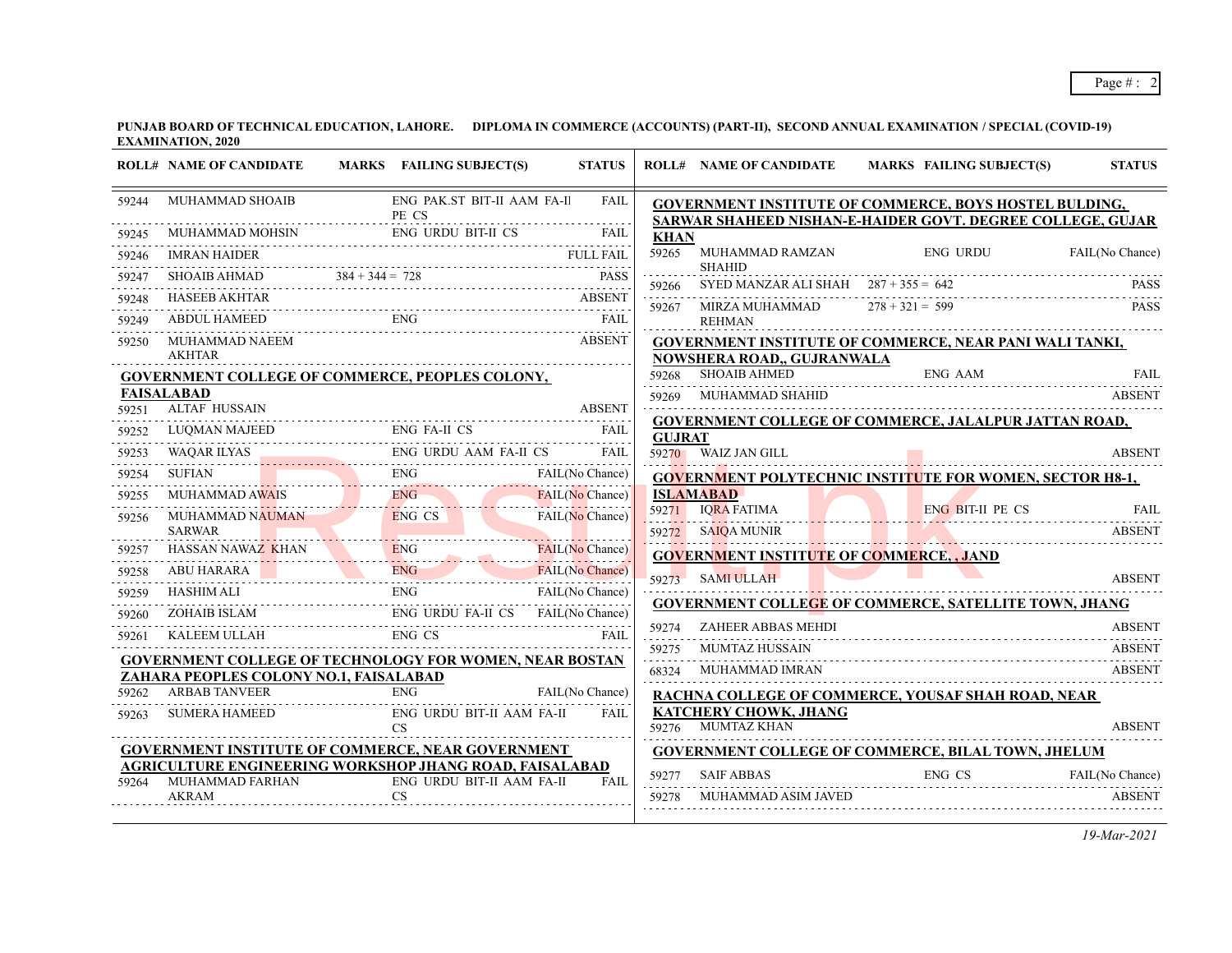**PUNJAB BOARD OF TECHNICAL EDUCATION, LAHORE. DIPLOMA IN COMMERCE (ACCOUNTS) (PART-II), SECOND ANNUAL EXAMINATION / SPECIAL (COVID-19) EXAMINATION, 2020**

| ROLL# | NAME OF CANDIDATE | MARKS | FAILING SUBJECT(S) | STATUS |
|---|---|---|---|---|
| 59244 | MUHAMMAD SHOAIB | | ENG PAK.ST BIT-II AAM FA-II PE CS | FAIL |
| 59245 | MUHAMMAD MOHSIN | | ENG URDU BIT-II CS | FAIL |
| 59246 | IMRAN HAIDER | | | FULL FAIL |
| 59247 | SHOAIB AHMAD | 384 + 344 = 728 | | PASS |
| 59248 | HASEEB AKHTAR | | | ABSENT |
| 59249 | ABDUL HAMEED | | ENG | FAIL |
| 59250 | MUHAMMAD NAEEM AKHTAR | | | ABSENT |

**GOVERNMENT COLLEGE OF COMMERCE, PEOPLES COLONY, FAISALABAD**

| ROLL# | NAME OF CANDIDATE | MARKS | FAILING SUBJECT(S) | STATUS |
|---|---|---|---|---|
| 59251 | ALTAF HUSSAIN | | | ABSENT |
| 59252 | LUQMAN MAJEED | | ENG FA-II CS | FAIL |
| 59253 | WAQAR ILYAS | | ENG URDU AAM FA-II CS | FAIL |
| 59254 | SUFIAN | | ENG | FAIL(No Chance) |
| 59255 | MUHAMMAD AWAIS | | ENG | FAIL(No Chance) |
| 59256 | MUHAMMAD NAUMAN SARWAR | | ENG CS | FAIL(No Chance) |
| 59257 | HASSAN NAWAZ KHAN | | ENG | FAIL(No Chance) |
| 59258 | ABU HARARA | | ENG | FAIL(No Chance) |
| 59259 | HASHIM ALI | | ENG | FAIL(No Chance) |
| 59260 | ZOHAIB ISLAM | | ENG URDU FA-II CS | FAIL(No Chance) |
| 59261 | KALEEM ULLAH | | ENG CS | FAIL |

**GOVERNMENT COLLEGE OF TECHNOLOGY FOR WOMEN, NEAR BOSTAN ZAHARA PEOPLES COLONY NO.1, FAISALABAD**

| ROLL# | NAME OF CANDIDATE | MARKS | FAILING SUBJECT(S) | STATUS |
|---|---|---|---|---|
| 59262 | ARBAB TANVEER | | ENG | FAIL(No Chance) |
| 59263 | SUMERA HAMEED | | ENG URDU BIT-II AAM FA-II CS | FAIL |

**GOVERNMENT INSTITUTE OF COMMERCE, NEAR GOVERNMENT AGRICULTURE ENGINEERING WORKSHOP JHANG ROAD, FAISALABAD**

| ROLL# | NAME OF CANDIDATE | MARKS | FAILING SUBJECT(S) | STATUS |
|---|---|---|---|---|
| 59264 | MUHAMMAD FARHAN AKRAM | | ENG URDU BIT-II AAM FA-II CS | FAIL |

**GOVERNMENT INSTITUTE OF COMMERCE, BOYS HOSTEL BULDING, SARWAR SHAHEED NISHAN-E-HAIDER GOVT. DEGREE COLLEGE, GUJAR KHAN**

| ROLL# | NAME OF CANDIDATE | MARKS | FAILING SUBJECT(S) | STATUS |
|---|---|---|---|---|
| 59265 | MUHAMMAD RAMZAN SHAHID | | ENG URDU | FAIL(No Chance) |
| 59266 | SYED MANZAR ALI SHAH | 287 + 355 = 642 | | PASS |
| 59267 | MIRZA MUHAMMAD REHMAN | 278 + 321 = 599 | | PASS |

**GOVERNMENT INSTITUTE OF COMMERCE, NEAR PANI WALI TANKI, NOWSHERA ROAD,, GUJRANWALA**

| ROLL# | NAME OF CANDIDATE | MARKS | FAILING SUBJECT(S) | STATUS |
|---|---|---|---|---|
| 59268 | SHOAIB AHMED | | ENG AAM | FAIL |
| 59269 | MUHAMMAD SHAHID | | | ABSENT |

**GOVERNMENT COLLEGE OF COMMERCE, JALALPUR JATTAN ROAD, GUJRAT**

| ROLL# | NAME OF CANDIDATE | MARKS | FAILING SUBJECT(S) | STATUS |
|---|---|---|---|---|
| 59270 | WAIZ JAN GILL | | | ABSENT |

**GOVERNMENT POLYTECHNIC INSTITUTE FOR WOMEN, SECTOR H8-1, ISLAMABAD**

| ROLL# | NAME OF CANDIDATE | MARKS | FAILING SUBJECT(S) | STATUS |
|---|---|---|---|---|
| 59271 | IQRA FATIMA | | ENG BIT-II PE CS | FAIL |
| 59272 | SAIQA MUNIR | | | ABSENT |

**GOVERNMENT INSTITUTE OF COMMERCE, , JAND**

| ROLL# | NAME OF CANDIDATE | MARKS | FAILING SUBJECT(S) | STATUS |
|---|---|---|---|---|
| 59273 | SAMI ULLAH | | | ABSENT |

**GOVERNMENT COLLEGE OF COMMERCE, SATELLITE TOWN, JHANG**

| ROLL# | NAME OF CANDIDATE | MARKS | FAILING SUBJECT(S) | STATUS |
|---|---|---|---|---|
| 59274 | ZAHEER ABBAS MEHDI | | | ABSENT |
| 59275 | MUMTAZ HUSSAIN | | | ABSENT |
| 68324 | MUHAMMAD IMRAN | | | ABSENT |

**RACHNA COLLEGE OF COMMERCE, YOUSAF SHAH ROAD, NEAR KATCHERY CHOWK, JHANG**

| ROLL# | NAME OF CANDIDATE | MARKS | FAILING SUBJECT(S) | STATUS |
|---|---|---|---|---|
| 59276 | MUMTAZ KHAN | | | ABSENT |

**GOVERNMENT COLLEGE OF COMMERCE, BILAL TOWN, JHELUM**

| ROLL# | NAME OF CANDIDATE | MARKS | FAILING SUBJECT(S) | STATUS |
|---|---|---|---|---|
| 59277 | SAIF ABBAS | | ENG CS | FAIL(No Chance) |
| 59278 | MUHAMMAD ASIM JAVED | | | ABSENT |

*19-Mar-2021*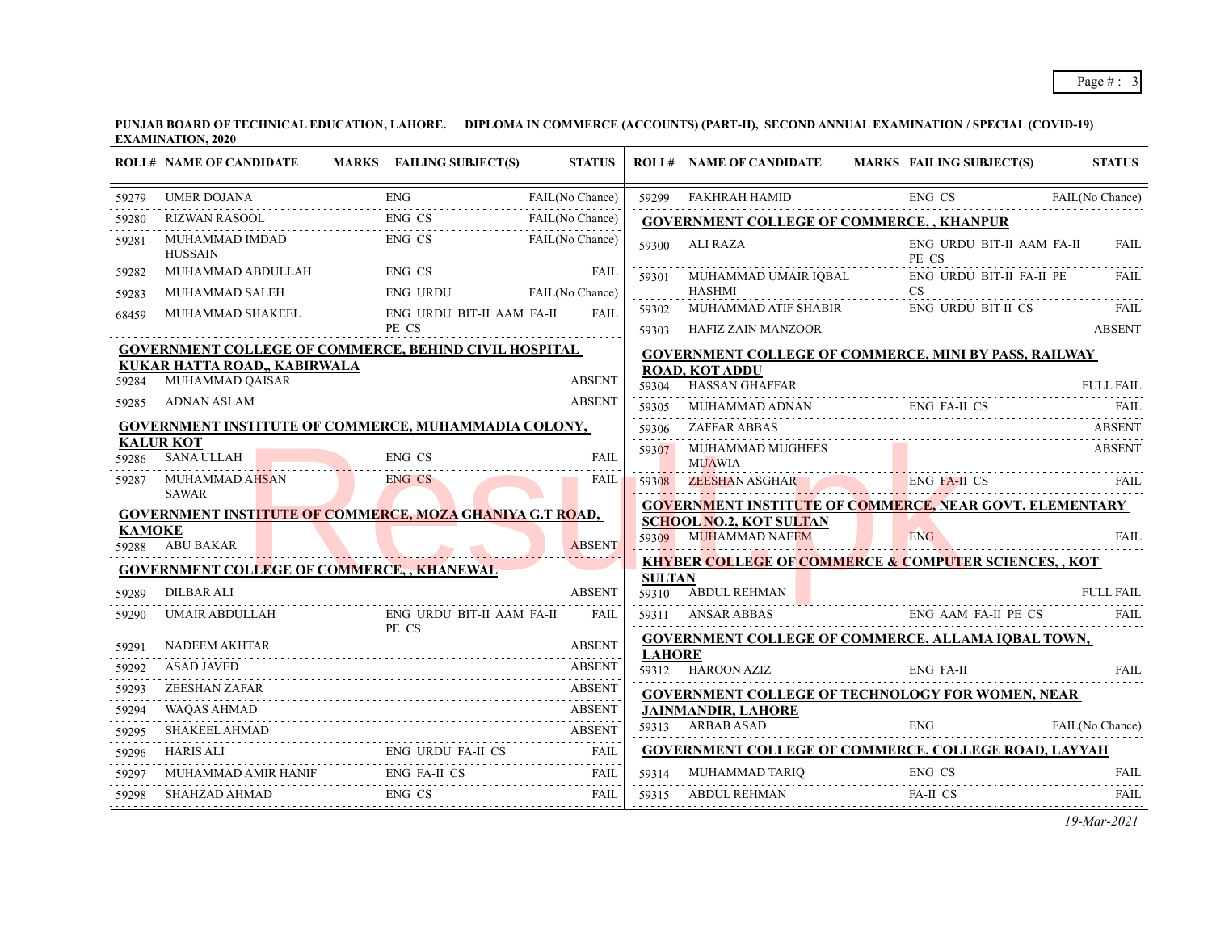**PUNJAB BOARD OF TECHNICAL EDUCATION, LAHORE. DIPLOMA IN COMMERCE (ACCOUNTS) (PART-II), SECOND ANNUAL EXAMINATION / SPECIAL (COVID-19) EXAMINATION, 2020**

| ROLL# | NAME OF CANDIDATE | MARKS | FAILING SUBJECT(S) | STATUS |
|---|---|---|---|---|
| 59279 | UMER DOJANA | | ENG | FAIL(No Chance) |
| 59280 | RIZWAN RASOOL | | ENG CS | FAIL(No Chance) |
| 59281 | MUHAMMAD IMDAD HUSSAIN | | ENG CS | FAIL(No Chance) |
| 59282 | MUHAMMAD ABDULLAH | | ENG CS | FAIL |
| 59283 | MUHAMMAD SALEH | | ENG URDU | FAIL(No Chance) |
| 68459 | MUHAMMAD SHAKEEL | | ENG URDU BIT-II AAM FA-II PE CS | FAIL |

**GOVERNMENT COLLEGE OF COMMERCE, BEHIND CIVIL HOSPITAL KUKAR HATTA ROAD,, KABIRWALA**

| ROLL# | NAME OF CANDIDATE | MARKS | FAILING SUBJECT(S) | STATUS |
|---|---|---|---|---|
| 59284 | MUHAMMAD QAISAR | | | ABSENT |
| 59285 | ADNAN ASLAM | | | ABSENT |

**GOVERNMENT INSTITUTE OF COMMERCE, MUHAMMADIA COLONY, KALUR KOT**

| ROLL# | NAME OF CANDIDATE | MARKS | FAILING SUBJECT(S) | STATUS |
|---|---|---|---|---|
| 59286 | SANA ULLAH | | ENG CS | FAIL |
| 59287 | MUHAMMAD AHSAN SAWAR | | ENG CS | FAIL |

**GOVERNMENT INSTITUTE OF COMMERCE, MOZA GHANIYA G.T ROAD, KAMOKE**

| ROLL# | NAME OF CANDIDATE | MARKS | FAILING SUBJECT(S) | STATUS |
|---|---|---|---|---|
| 59288 | ABU BAKAR | | | ABSENT |

**GOVERNMENT COLLEGE OF COMMERCE, , KHANEWAL**

| ROLL# | NAME OF CANDIDATE | MARKS | FAILING SUBJECT(S) | STATUS |
|---|---|---|---|---|
| 59289 | DILBAR ALI | | | ABSENT |
| 59290 | UMAIR ABDULLAH | | ENG URDU BIT-II AAM FA-II PE CS | FAIL |
| 59291 | NADEEM AKHTAR | | | ABSENT |
| 59292 | ASAD JAVED | | | ABSENT |
| 59293 | ZEESHAN ZAFAR | | | ABSENT |
| 59294 | WAQAS AHMAD | | | ABSENT |
| 59295 | SHAKEEL AHMAD | | | ABSENT |
| 59296 | HARIS ALI | | ENG URDU FA-II CS | FAIL |
| 59297 | MUHAMMAD AMIR HANIF | | ENG FA-II CS | FAIL |
| 59298 | SHAHZAD AHMAD | | ENG CS | FAIL |
| 59299 | FAKHRAH HAMID | | ENG CS | FAIL(No Chance) |

**GOVERNMENT COLLEGE OF COMMERCE, , KHANPUR**

| ROLL# | NAME OF CANDIDATE | MARKS | FAILING SUBJECT(S) | STATUS |
|---|---|---|---|---|
| 59300 | ALI RAZA | | ENG URDU BIT-II AAM FA-II PE CS | FAIL |
| 59301 | MUHAMMAD UMAIR IQBAL HASHMI | | ENG URDU BIT-II FA-II PE CS | FAIL |
| 59302 | MUHAMMAD ATIF SHABIR | | ENG URDU BIT-II CS | FAIL |
| 59303 | HAFIZ ZAIN MANZOOR | | | ABSENT |

**GOVERNMENT COLLEGE OF COMMERCE, MINI BY PASS, RAILWAY ROAD, KOT ADDU**

| ROLL# | NAME OF CANDIDATE | MARKS | FAILING SUBJECT(S) | STATUS |
|---|---|---|---|---|
| 59304 | HASSAN GHAFFAR | | | FULL FAIL |
| 59305 | MUHAMMAD ADNAN | | ENG FA-II CS | FAIL |
| 59306 | ZAFFAR ABBAS | | | ABSENT |
| 59307 | MUHAMMAD MUGHEES MUAWIA | | | ABSENT |
| 59308 | ZEESHAN ASGHAR | | ENG FA-II CS | FAIL |

**GOVERNMENT INSTITUTE OF COMMERCE, NEAR GOVT. ELEMENTARY SCHOOL NO.2, KOT SULTAN**

| ROLL# | NAME OF CANDIDATE | MARKS | FAILING SUBJECT(S) | STATUS |
|---|---|---|---|---|
| 59309 | MUHAMMAD NAEEM | | ENG | FAIL |

**KHYBER COLLEGE OF COMMERCE & COMPUTER SCIENCES, , KOT SULTAN**

| ROLL# | NAME OF CANDIDATE | MARKS | FAILING SUBJECT(S) | STATUS |
|---|---|---|---|---|
| 59310 | ABDUL REHMAN | | | FULL FAIL |
| 59311 | ANSAR ABBAS | | ENG AAM FA-II PE CS | FAIL |

**GOVERNMENT COLLEGE OF COMMERCE, ALLAMA IQBAL TOWN, LAHORE**

| ROLL# | NAME OF CANDIDATE | MARKS | FAILING SUBJECT(S) | STATUS |
|---|---|---|---|---|
| 59312 | HAROON AZIZ | | ENG FA-II | FAIL |

**GOVERNMENT COLLEGE OF TECHNOLOGY FOR WOMEN, NEAR JAINMANDIR, LAHORE**

| ROLL# | NAME OF CANDIDATE | MARKS | FAILING SUBJECT(S) | STATUS |
|---|---|---|---|---|
| 59313 | ARBAB ASAD | | ENG | FAIL(No Chance) |

**GOVERNMENT COLLEGE OF COMMERCE, COLLEGE ROAD, LAYYAH**

| ROLL# | NAME OF CANDIDATE | MARKS | FAILING SUBJECT(S) | STATUS |
|---|---|---|---|---|
| 59314 | MUHAMMAD TARIQ | | ENG CS | FAIL |
| 59315 | ABDUL REHMAN | | FA-II CS | FAIL |

*19-Mar-2021*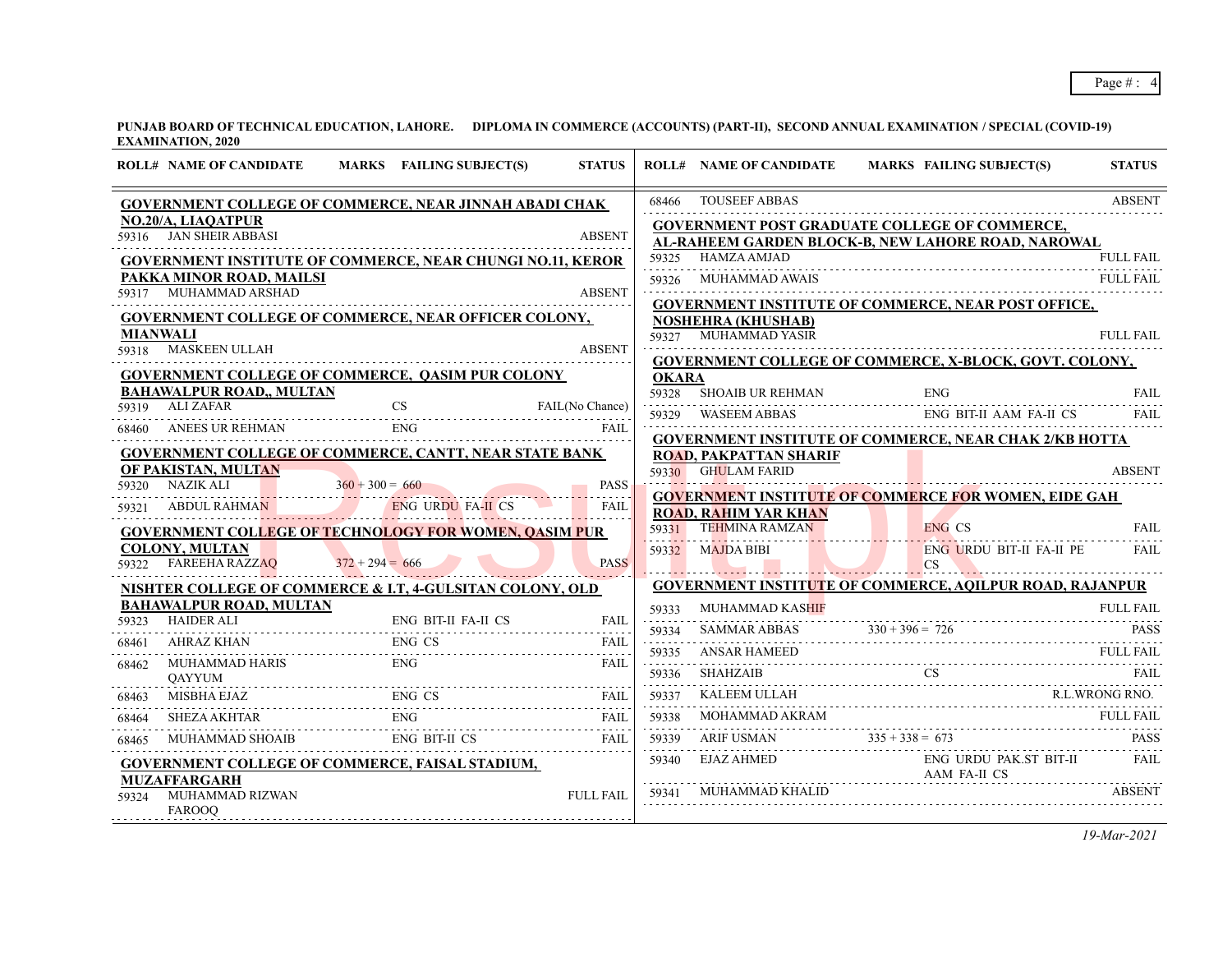**PUNJAB BOARD OF TECHNICAL EDUCATION, LAHORE. DIPLOMA IN COMMERCE (ACCOUNTS) (PART-II), SECOND ANNUAL EXAMINATION / SPECIAL (COVID-19) EXAMINATION, 2020**

| ROLL# | NAME OF CANDIDATE | MARKS | FAILING SUBJECT(S) | STATUS |
|---|---|---|---|---|
| **GOVERNMENT COLLEGE OF COMMERCE, NEAR JINNAH ABADI CHAK NO.20/A, LIAQATPUR** | | | | |
| 59316 | JAN SHEIR ABBASI | | | ABSENT |
| **GOVERNMENT INSTITUTE OF COMMERCE, NEAR CHUNGI NO.11, KEROR PAKKA MINOR ROAD, MAILSI** | | | | |
| 59317 | MUHAMMAD ARSHAD | | | ABSENT |
| **GOVERNMENT COLLEGE OF COMMERCE, NEAR OFFICER COLONY, MIANWALI** | | | | |
| 59318 | MASKEEN ULLAH | | | ABSENT |
| **GOVERNMENT COLLEGE OF COMMERCE, QASIM PUR COLONY BAHAWALPUR ROAD,, MULTAN** | | | | |
| 59319 | ALI ZAFAR | | CS | FAIL(No Chance) |
| 68460 | ANEES UR REHMAN | | ENG | FAIL |
| **GOVERNMENT COLLEGE OF COMMERCE, CANTT, NEAR STATE BANK OF PAKISTAN, MULTAN** | | | | |
| 59320 | NAZIK ALI | 360 + 300 = 660 | | PASS |
| 59321 | ABDUL RAHMAN | | ENG URDU FA-II CS | FAIL |
| **GOVERNMENT COLLEGE OF TECHNOLOGY FOR WOMEN, QASIM PUR COLONY, MULTAN** | | | | |
| 59322 | FAREEHA RAZZAQ | 372 + 294 = 666 | | PASS |
| **NISHTER COLLEGE OF COMMERCE & I.T, 4-GULSITAN COLONY, OLD BAHAWALPUR ROAD, MULTAN** | | | | |
| 59323 | HAIDER ALI | | ENG BIT-II FA-II CS | FAIL |
| 68461 | AHRAZ KHAN | | ENG CS | FAIL |
| 68462 | MUHAMMAD HARIS QAYYUM | | ENG | FAIL |
| 68463 | MISBHA EJAZ | | ENG CS | FAIL |
| 68464 | SHEZA AKHTAR | | ENG | FAIL |
| 68465 | MUHAMMAD SHOAIB | | ENG BIT-II CS | FAIL |
| **GOVERNMENT COLLEGE OF COMMERCE, FAISAL STADIUM, MUZAFFARGARH** | | | | |
| 59324 | MUHAMMAD RIZWAN FAROOQ | | | FULL FAIL |
| 68466 | TOUSEEF ABBAS | | | ABSENT |
| **GOVERNMENT POST GRADUATE COLLEGE OF COMMERCE, AL-RAHEEM GARDEN BLOCK-B, NEW LAHORE ROAD, NAROWAL** | | | | |
| 59325 | HAMZA AMJAD | | | FULL FAIL |
| 59326 | MUHAMMAD AWAIS | | | FULL FAIL |
| **GOVERNMENT INSTITUTE OF COMMERCE, NEAR POST OFFICE, NOSHEHRA (KHUSHAB)** | | | | |
| 59327 | MUHAMMAD YASIR | | | FULL FAIL |
| **GOVERNMENT COLLEGE OF COMMERCE, X-BLOCK, GOVT. COLONY, OKARA** | | | | |
| 59328 | SHOAIB UR REHMAN | | ENG | FAIL |
| 59329 | WASEEM ABBAS | | ENG BIT-II AAM FA-II CS | FAIL |
| **GOVERNMENT INSTITUTE OF COMMERCE, NEAR CHAK 2/KB HOTTA ROAD, PAKPATTAN SHARIF** | | | | |
| 59330 | GHULAM FARID | | | ABSENT |
| **GOVERNMENT INSTITUTE OF COMMERCE FOR WOMEN, EIDE GAH ROAD, RAHIM YAR KHAN** | | | | |
| 59331 | TEHMINA RAMZAN | | ENG CS | FAIL |
| 59332 | MAJDA BIBI | | ENG URDU BIT-II FA-II PE CS | FAIL |
| **GOVERNMENT INSTITUTE OF COMMERCE, AQILPUR ROAD, RAJANPUR** | | | | |
| 59333 | MUHAMMAD KASHIF | | | FULL FAIL |
| 59334 | SAMMAR ABBAS | 330 + 396 = 726 | | PASS |
| 59335 | ANSAR HAMEED | | | FULL FAIL |
| 59336 | SHAHZAIB | | CS | FAIL |
| 59337 | KALEEM ULLAH | | | R.L.WRONG RNO. |
| 59338 | MOHAMMAD AKRAM | | | FULL FAIL |
| 59339 | ARIF USMAN | 335 + 338 = 673 | | PASS |
| 59340 | EJAZ AHMED | | ENG URDU PAK.ST BIT-II AAM FA-II CS | FAIL |
| 59341 | MUHAMMAD KHALID | | | ABSENT |

*19-Mar-2021*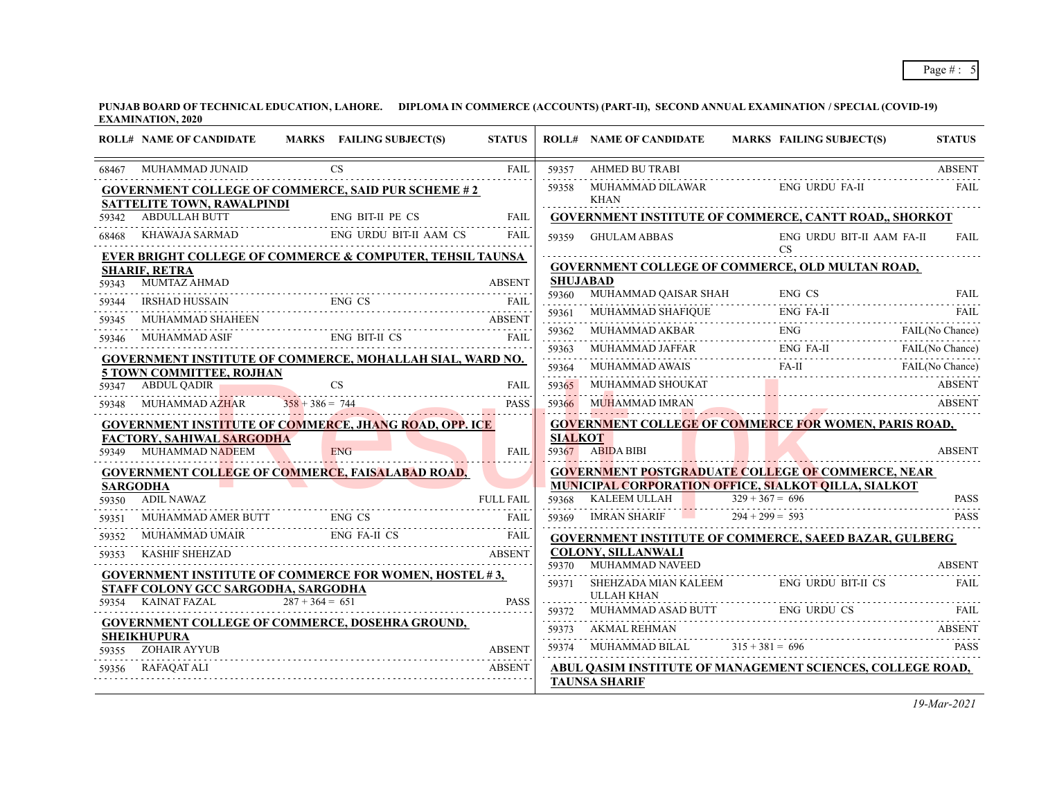**PUNJAB BOARD OF TECHNICAL EDUCATION, LAHORE. DIPLOMA IN COMMERCE (ACCOUNTS) (PART-II), SECOND ANNUAL EXAMINATION / SPECIAL (COVID-19) EXAMINATION, 2020**

| ROLL# | NAME OF CANDIDATE | MARKS | FAILING SUBJECT(S) | STATUS |
|---|---|---|---|---|
| 68467 | MUHAMMAD JUNAID | | CS | FAIL |
| **GOVERNMENT COLLEGE OF COMMERCE, SAID PUR SCHEME # 2 SATTELITE TOWN, RAWALPINDI** | | | | |
| 59342 | ABDULLAH BUTT | | ENG BIT-II PE CS | FAIL |
| 68468 | KHAWAJA SARMAD | | ENG URDU BIT-II AAM CS | FAIL |
| **EVER BRIGHT COLLEGE OF COMMERCE & COMPUTER, TEHSIL TAUNSA SHARIF, RETRA** | | | | |
| 59343 | MUMTAZ AHMAD | | | ABSENT |
| 59344 | IRSHAD HUSSAIN | | ENG CS | FAIL |
| 59345 | MUHAMMAD SHAHEEN | | | ABSENT |
| 59346 | MUHAMMAD ASIF | | ENG BIT-II CS | FAIL |
| **GOVERNMENT INSTITUTE OF COMMERCE, MOHALLAH SIAL, WARD NO. 5 TOWN COMMITTEE, ROJHAN** | | | | |
| 59347 | ABDUL QADIR | | CS | FAIL |
| 59348 | MUHAMMAD AZHAR | 358 + 386 = 744 | | PASS |
| **GOVERNMENT INSTITUTE OF COMMERCE, JHANG ROAD, OPP. ICE FACTORY, SAHIWAL SARGODHA** | | | | |
| 59349 | MUHAMMAD NADEEM | | ENG | FAIL |
| **GOVERNMENT COLLEGE OF COMMERCE, FAISALABAD ROAD, SARGODHA** | | | | |
| 59350 | ADIL NAWAZ | | | FULL FAIL |
| 59351 | MUHAMMAD AMER BUTT | | ENG CS | FAIL |
| 59352 | MUHAMMAD UMAIR | | ENG FA-II CS | FAIL |
| 59353 | KASHIF SHEHZAD | | | ABSENT |
| **GOVERNMENT INSTITUTE OF COMMERCE FOR WOMEN, HOSTEL # 3, STAFF COLONY GCC SARGODHA, SARGODHA** | | | | |
| 59354 | KAINAT FAZAL | 287 + 364 = 651 | | PASS |
| **GOVERNMENT COLLEGE OF COMMERCE, DOSEHRA GROUND, SHEIKHUPURA** | | | | |
| 59355 | ZOHAIR AYYUB | | | ABSENT |
| 59356 | RAFAQAT ALI | | | ABSENT |
| 59357 | AHMED BU TRABI | | | ABSENT |
| 59358 | MUHAMMAD DILAWAR KHAN | | ENG URDU FA-II | FAIL |
| **GOVERNMENT INSTITUTE OF COMMERCE, CANTT ROAD,, SHORKOT** | | | | |
| 59359 | GHULAM ABBAS | | ENG URDU BIT-II AAM FA-II CS | FAIL |
| **GOVERNMENT COLLEGE OF COMMERCE, OLD MULTAN ROAD, SHUJABAD** | | | | |
| 59360 | MUHAMMAD QAISAR SHAH | | ENG CS | FAIL |
| 59361 | MUHAMMAD SHAFIQUE | | ENG FA-II | FAIL |
| 59362 | MUHAMMAD AKBAR | | ENG | FAIL(No Chance) |
| 59363 | MUHAMMAD JAFFAR | | ENG FA-II | FAIL(No Chance) |
| 59364 | MUHAMMAD AWAIS | | FA-II | FAIL(No Chance) |
| 59365 | MUHAMMAD SHOUKAT | | | ABSENT |
| 59366 | MUHAMMAD IMRAN | | | ABSENT |
| **GOVERNMENT COLLEGE OF COMMERCE FOR WOMEN, PARIS ROAD, SIALKOT** | | | | |
| 59367 | ABIDA BIBI | | | ABSENT |
| **GOVERNMENT POSTGRADUATE COLLEGE OF COMMERCE, NEAR MUNICIPAL CORPORATION OFFICE, SIALKOT QILLA, SIALKOT** | | | | |
| 59368 | KALEEM ULLAH | 329 + 367 = 696 | | PASS |
| 59369 | IMRAN SHARIF | 294 + 299 = 593 | | PASS |
| **GOVERNMENT INSTITUTE OF COMMERCE, SAEED BAZAR, GULBERG COLONY, SILLANWALI** | | | | |
| 59370 | MUHAMMAD NAVEED | | | ABSENT |
| 59371 | SHEHZADA MIAN KALEEM ULLAH KHAN | | ENG URDU BIT-II CS | FAIL |
| 59372 | MUHAMMAD ASAD BUTT | | ENG URDU CS | FAIL |
| 59373 | AKMAL REHMAN | | | ABSENT |
| 59374 | MUHAMMAD BILAL | 315 + 381 = 696 | | PASS |
| **ABUL QASIM INSTITUTE OF MANAGEMENT SCIENCES, COLLEGE ROAD, TAUNSA SHARIF** | | | | |

*19-Mar-2021*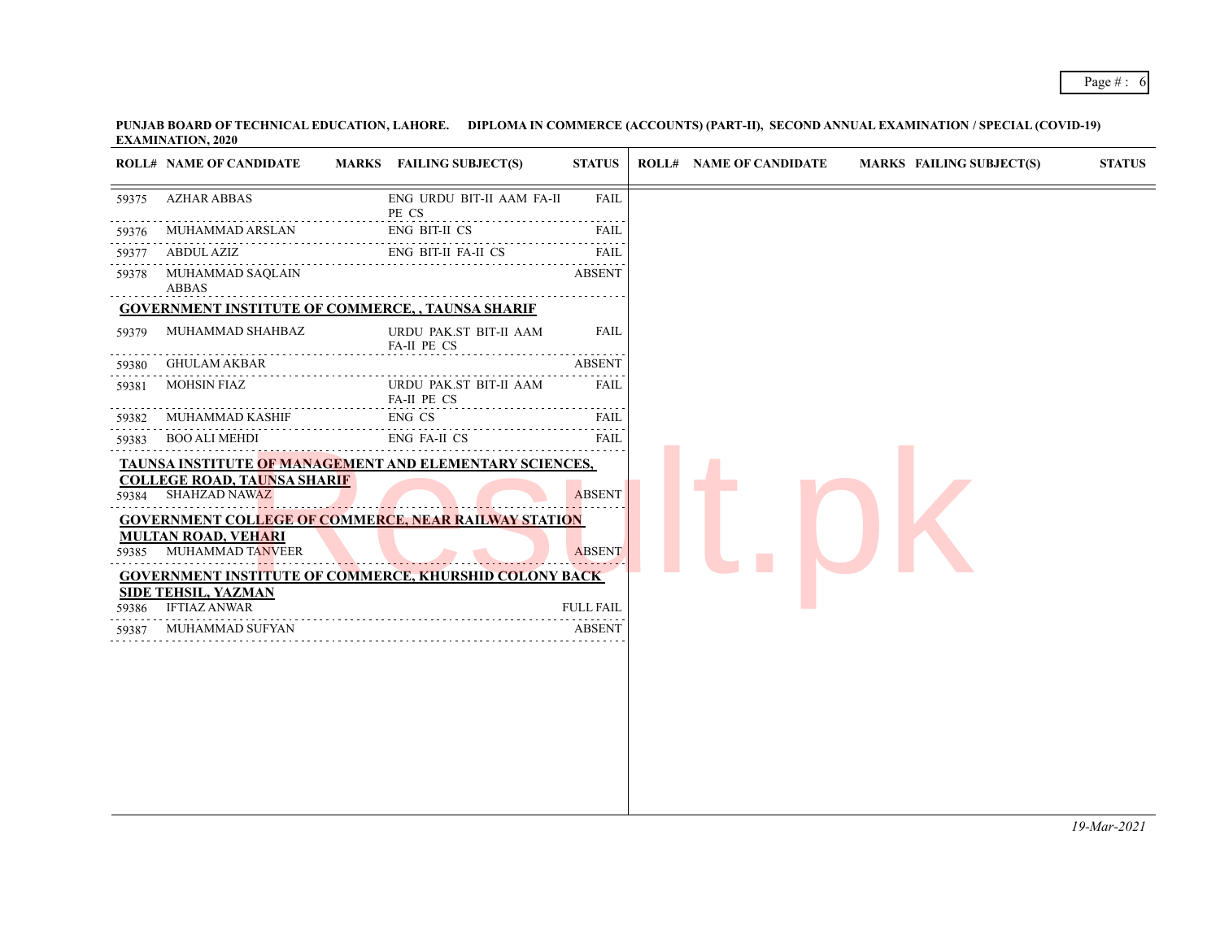PUNJAB BOARD OF TECHNICAL EDUCATION, LAHORE. DIPLOMA IN COMMERCE (ACCOUNTS) (PART-II), SECOND ANNUAL EXAMINATION / SPECIAL (COVID-19) EXAMINATION, 2020

| ROLL# | NAME OF CANDIDATE | MARKS | FAILING SUBJECT(S) | STATUS |
|---|---|---|---|---|
| 59375 | AZHAR ABBAS | | ENG URDU BIT-II AAM FA-II PE CS | FAIL |
| 59376 | MUHAMMAD ARSLAN | | ENG BIT-II CS | FAIL |
| 59377 | ABDUL AZIZ | | ENG BIT-II FA-II CS | FAIL |
| 59378 | MUHAMMAD SAQLAIN ABBAS | | | ABSENT |
| **GOVERNMENT INSTITUTE OF COMMERCE, , TAUNSA SHARIF** | | | | |
| 59379 | MUHAMMAD SHAHBAZ | | URDU PAK.ST BIT-II AAM FA-II PE CS | FAIL |
| 59380 | GHULAM AKBAR | | | ABSENT |
| 59381 | MOHSIN FIAZ | | URDU PAK.ST BIT-II AAM FA-II PE CS | FAIL |
| 59382 | MUHAMMAD KASHIF | | ENG CS | FAIL |
| 59383 | BOO ALI MEHDI | | ENG FA-II CS | FAIL |
| **TAUNSA INSTITUTE OF MANAGEMENT AND ELEMENTARY SCIENCES, COLLEGE ROAD, TAUNSA SHARIF** | | | | |
| 59384 | SHAHZAD NAWAZ | | | ABSENT |
| **GOVERNMENT COLLEGE OF COMMERCE, NEAR RAILWAY STATION MULTAN ROAD, VEHARI** | | | | |
| 59385 | MUHAMMAD TANVEER | | | ABSENT |
| **GOVERNMENT INSTITUTE OF COMMERCE, KHURSHID COLONY BACK SIDE TEHSIL, YAZMAN** | | | | |
| 59386 | IFTIAZ ANWAR | | | FULL FAIL |
| 59387 | MUHAMMAD SUFYAN | | | ABSENT |

*19-Mar-2021*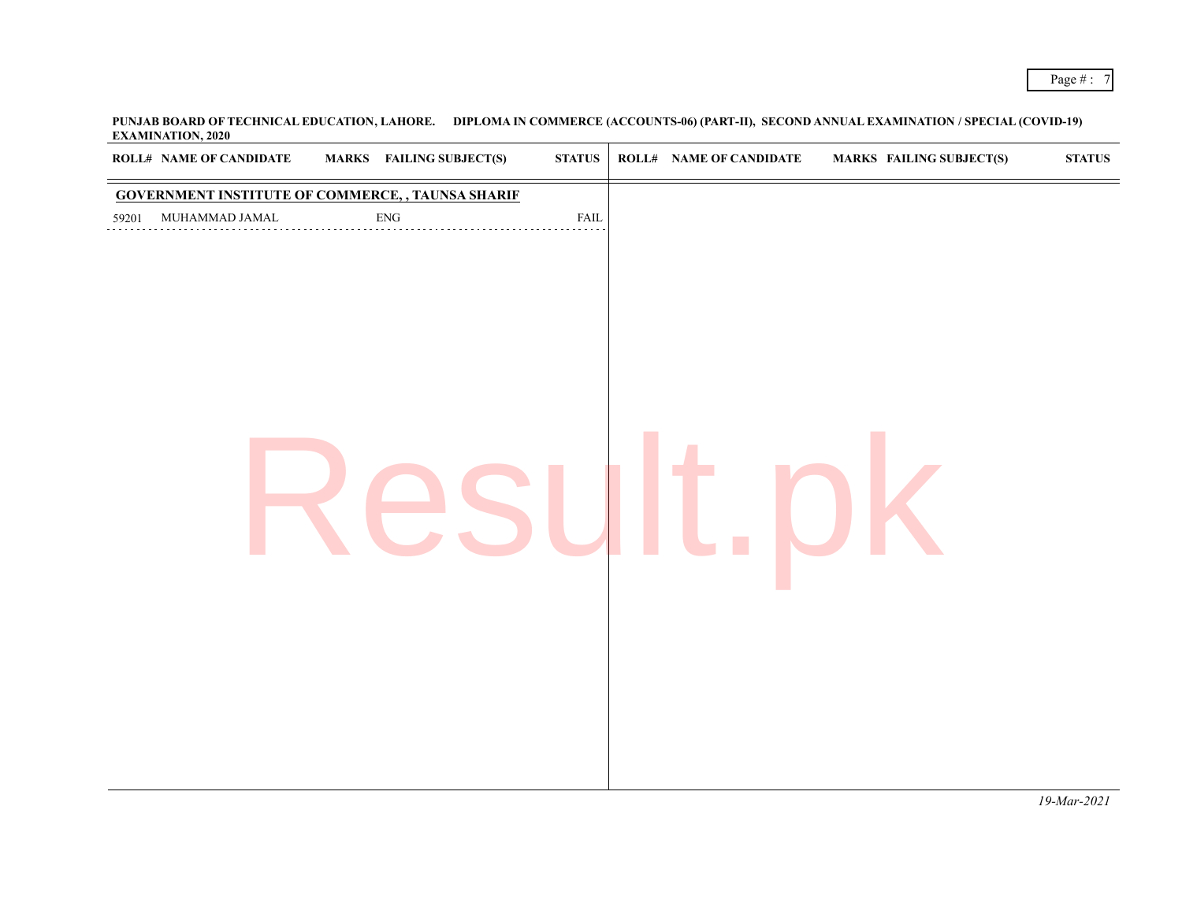**PUNJAB BOARD OF TECHNICAL EDUCATION, LAHORE. DIPLOMA IN COMMERCE (ACCOUNTS-06) (PART-II), SECOND ANNUAL EXAMINATION / SPECIAL (COVID-19) EXAMINATION, 2020**

| ROLL# | NAME OF CANDIDATE | MARKS | FAILING SUBJECT(S) | STATUS |
|---|---|---|---|---|
| **GOVERNMENT INSTITUTE OF COMMERCE, , TAUNSA SHARIF** | | | | |
| 59201 | MUHAMMAD JAMAL | | ENG | FAIL |

*19-Mar-2021*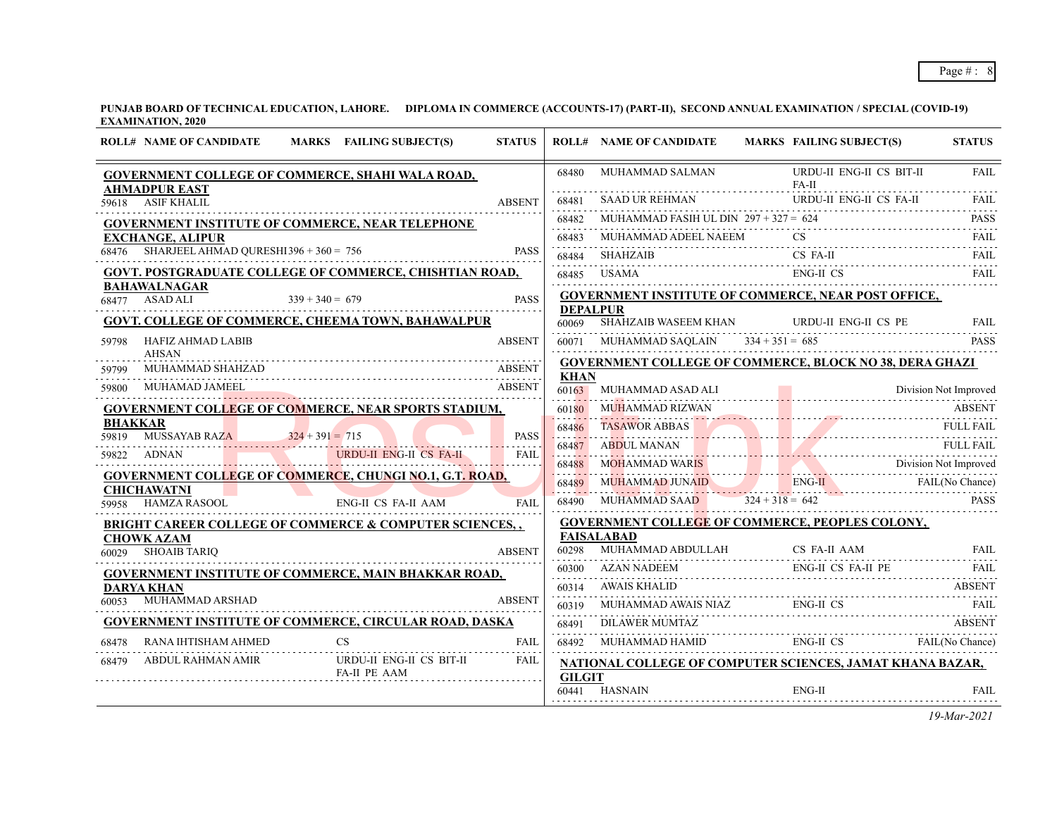**PUNJAB BOARD OF TECHNICAL EDUCATION, LAHORE. DIPLOMA IN COMMERCE (ACCOUNTS-17) (PART-II), SECOND ANNUAL EXAMINATION / SPECIAL (COVID-19) EXAMINATION, 2020**

| ROLL# | NAME OF CANDIDATE | MARKS | FAILING SUBJECT(S) | STATUS |
|---|---|---|---|---|
| **GOVERNMENT COLLEGE OF COMMERCE, SHAHI WALA ROAD, AHMADPUR EAST** | | | | |
| 59618 | ASIF KHALIL | | | ABSENT |
| **GOVERNMENT INSTITUTE OF COMMERCE, NEAR TELEPHONE EXCHANGE, ALIPUR** | | | | |
| 68476 | SHARJEEL AHMAD QURESHI | 396 + 360 = 756 | | PASS |
| **GOVT. POSTGRADUATE COLLEGE OF COMMERCE, CHISHTIAN ROAD, BAHAWALNAGAR** | | | | |
| 68477 | ASAD ALI | 339 + 340 = 679 | | PASS |
| **GOVT. COLLEGE OF COMMERCE, CHEEMA TOWN, BAHAWALPUR** | | | | |
| 59798 | HAFIZ AHMAD LABIB AHSAN | | | ABSENT |
| 59799 | MUHAMMAD SHAHZAD | | | ABSENT |
| 59800 | MUHAMAD JAMEEL | | | ABSENT |
| **GOVERNMENT COLLEGE OF COMMERCE, NEAR SPORTS STADIUM, BHAKKAR** | | | | |
| 59819 | MUSSAYAB RAZA | 324 + 391 = 715 | | PASS |
| 59822 | ADNAN | | URDU-II ENG-II CS FA-II | FAIL |
| **GOVERNMENT COLLEGE OF COMMERCE, CHUNGI NO.1, G.T. ROAD, CHICHAWATNI** | | | | |
| 59958 | HAMZA RASOOL | | ENG-II CS FA-II AAM | FAIL |
| **BRIGHT CAREER COLLEGE OF COMMERCE & COMPUTER SCIENCES, , CHOWK AZAM** | | | | |
| 60029 | SHOAIB TARIQ | | | ABSENT |
| **GOVERNMENT INSTITUTE OF COMMERCE, MAIN BHAKKAR ROAD, DARYA KHAN** | | | | |
| 60053 | MUHAMMAD ARSHAD | | | ABSENT |
| **GOVERNMENT INSTITUTE OF COMMERCE, CIRCULAR ROAD, DASKA** | | | | |
| 68478 | RANA IHTISHAM AHMED | | CS | FAIL |
| 68479 | ABDUL RAHMAN AMIR | | URDU-II ENG-II CS BIT-II FA-II PE AAM | FAIL |
| 68480 | MUHAMMAD SALMAN | | URDU-II ENG-II CS BIT-II FA-II | FAIL |
| 68481 | SAAD UR REHMAN | | URDU-II ENG-II CS FA-II | FAIL |
| 68482 | MUHAMMAD FASIH UL DIN | 297 + 327 = 624 | | PASS |
| 68483 | MUHAMMAD ADEEL NAEEM | | CS | FAIL |
| 68484 | SHAHZAIB | | CS FA-II | FAIL |
| 68485 | USAMA | | ENG-II CS | FAIL |
| **GOVERNMENT INSTITUTE OF COMMERCE, NEAR POST OFFICE, DEPALPUR** | | | | |
| 60069 | SHAHZAIB WASEEM KHAN | | URDU-II ENG-II CS PE | FAIL |
| 60071 | MUHAMMAD SAQLAIN | 334 + 351 = 685 | | PASS |
| **GOVERNMENT COLLEGE OF COMMERCE, BLOCK NO 38, DERA GHAZI KHAN** | | | | |
| 60163 | MUHAMMAD ASAD ALI | | | Division Not Improved |
| 60180 | MUHAMMAD RIZWAN | | | ABSENT |
| 68486 | TASAWOR ABBAS | | | FULL FAIL |
| 68487 | ABDUL MANAN | | | FULL FAIL |
| 68488 | MOHAMMAD WARIS | | | Division Not Improved |
| 68489 | MUHAMMAD JUNAID | | ENG-II | FAIL(No Chance) |
| 68490 | MUHAMMAD SAAD | 324 + 318 = 642 | | PASS |
| **GOVERNMENT COLLEGE OF COMMERCE, PEOPLES COLONY, FAISALABAD** | | | | |
| 60298 | MUHAMMAD ABDULLAH | | CS FA-II AAM | FAIL |
| 60300 | AZAN NADEEM | | ENG-II CS FA-II PE | FAIL |
| 60314 | AWAIS KHALID | | | ABSENT |
| 60319 | MUHAMMAD AWAIS NIAZ | | ENG-II CS | FAIL |
| 68491 | DILAWER MUMTAZ | | | ABSENT |
| 68492 | MUHAMMAD HAMID | | ENG-II CS | FAIL(No Chance) |
| **NATIONAL COLLEGE OF COMPUTER SCIENCES, JAMAT KHANA BAZAR, GILGIT** | | | | |
| 60441 | HASNAIN | | ENG-II | FAIL |

*19-Mar-2021*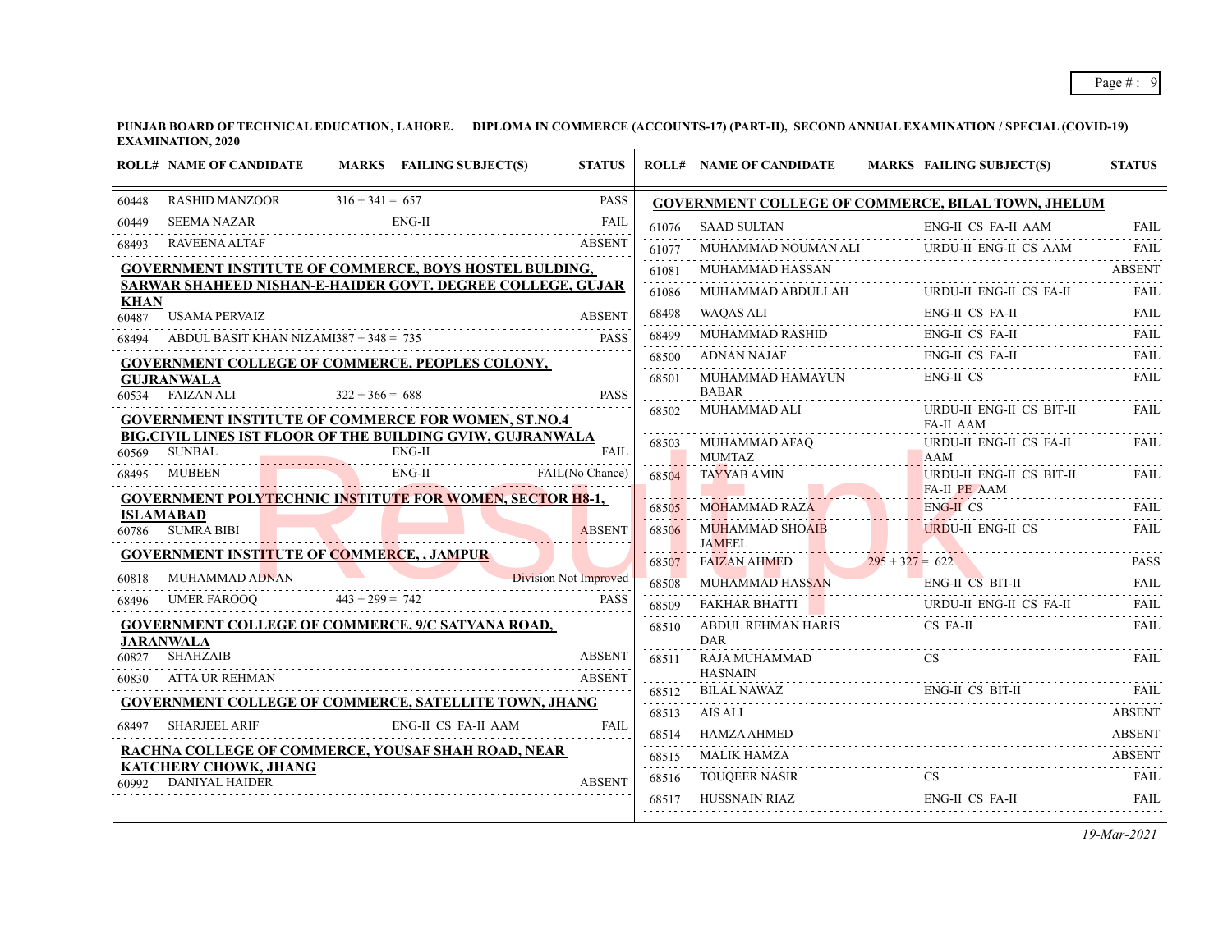**PUNJAB BOARD OF TECHNICAL EDUCATION, LAHORE. DIPLOMA IN COMMERCE (ACCOUNTS-17) (PART-II), SECOND ANNUAL EXAMINATION / SPECIAL (COVID-19) EXAMINATION, 2020**

| ROLL# | NAME OF CANDIDATE | MARKS | FAILING SUBJECT(S) | STATUS |
|---|---|---|---|---|
| 60448 | RASHID MANZOOR | 316 + 341 = 657 | | PASS |
| 60449 | SEEMA NAZAR | | ENG-II | FAIL |
| 68493 | RAVEENA ALTAF | | | ABSENT |

**GOVERNMENT INSTITUTE OF COMMERCE, BOYS HOSTEL BULDING, SARWAR SHAHEED NISHAN-E-HAIDER GOVT. DEGREE COLLEGE, GUJAR KHAN**

| ROLL# | NAME OF CANDIDATE | MARKS | FAILING SUBJECT(S) | STATUS |
|---|---|---|---|---|
| 60487 | USAMA PERVAIZ | | | ABSENT |
| 68494 | ABDUL BASIT KHAN NIZAMI | 387 + 348 = 735 | | PASS |

**GOVERNMENT COLLEGE OF COMMERCE, PEOPLES COLONY, GUJRANWALA**

| ROLL# | NAME OF CANDIDATE | MARKS | FAILING SUBJECT(S) | STATUS |
|---|---|---|---|---|
| 60534 | FAIZAN ALI | 322 + 366 = 688 | | PASS |

**GOVERNMENT INSTITUTE OF COMMERCE FOR WOMEN, ST.NO.4 BIG.CIVIL LINES IST FLOOR OF THE BUILDING GVIW, GUJRANWALA**

| ROLL# | NAME OF CANDIDATE | MARKS | FAILING SUBJECT(S) | STATUS |
|---|---|---|---|---|
| 60569 | SUNBAL | | ENG-II | FAIL |
| 68495 | MUBEEN | | ENG-II | FAIL(No Chance) |

**GOVERNMENT POLYTECHNIC INSTITUTE FOR WOMEN, SECTOR H8-1, ISLAMABAD**

| ROLL# | NAME OF CANDIDATE | MARKS | FAILING SUBJECT(S) | STATUS |
|---|---|---|---|---|
| 60786 | SUMRA BIBI | | | ABSENT |

**GOVERNMENT INSTITUTE OF COMMERCE, , JAMPUR**

| ROLL# | NAME OF CANDIDATE | MARKS | FAILING SUBJECT(S) | STATUS |
|---|---|---|---|---|
| 60818 | MUHAMMAD ADNAN | | | Division Not Improved |
| 68496 | UMER FAROOQ | 443 + 299 = 742 | | PASS |

**GOVERNMENT COLLEGE OF COMMERCE, 9/C SATYANA ROAD, JARANWALA**

| ROLL# | NAME OF CANDIDATE | MARKS | FAILING SUBJECT(S) | STATUS |
|---|---|---|---|---|
| 60827 | SHAHZAIB | | | ABSENT |
| 60830 | ATTA UR REHMAN | | | ABSENT |

**GOVERNMENT COLLEGE OF COMMERCE, SATELLITE TOWN, JHANG**

| ROLL# | NAME OF CANDIDATE | MARKS | FAILING SUBJECT(S) | STATUS |
|---|---|---|---|---|
| 68497 | SHARJEEL ARIF | | ENG-II CS FA-II AAM | FAIL |

**RACHNA COLLEGE OF COMMERCE, YOUSAF SHAH ROAD, NEAR KATCHERY CHOWK, JHANG**

| ROLL# | NAME OF CANDIDATE | MARKS | FAILING SUBJECT(S) | STATUS |
|---|---|---|---|---|
| 60992 | DANIYAL HAIDER | | | ABSENT |

**GOVERNMENT COLLEGE OF COMMERCE, BILAL TOWN, JHELUM**

| ROLL# | NAME OF CANDIDATE | MARKS | FAILING SUBJECT(S) | STATUS |
|---|---|---|---|---|
| 61076 | SAAD SULTAN | | ENG-II CS FA-II AAM | FAIL |
| 61077 | MUHAMMAD NOUMAN ALI | | URDU-II ENG-II CS AAM | FAIL |
| 61081 | MUHAMMAD HASSAN | | | ABSENT |
| 61086 | MUHAMMAD ABDULLAH | | URDU-II ENG-II CS FA-II | FAIL |
| 68498 | WAQAS ALI | | ENG-II CS FA-II | FAIL |
| 68499 | MUHAMMAD RASHID | | ENG-II CS FA-II | FAIL |
| 68500 | ADNAN NAJAF | | ENG-II CS FA-II | FAIL |
| 68501 | MUHAMMAD HAMAYUN BABAR | | ENG-II CS | FAIL |
| 68502 | MUHAMMAD ALI | | URDU-II ENG-II CS BIT-II FA-II AAM | FAIL |
| 68503 | MUHAMMAD AFAQ MUMTAZ | | URDU-II ENG-II CS FA-II AAM | FAIL |
| 68504 | TAYYAB AMIN | | URDU-II ENG-II CS BIT-II FA-II PE AAM | FAIL |
| 68505 | MOHAMMAD RAZA | | ENG-II CS | FAIL |
| 68506 | MUHAMMAD SHOAIB JAMEEL | | URDU-II ENG-II CS | FAIL |
| 68507 | FAIZAN AHMED | 295 + 327 = 622 | | PASS |
| 68508 | MUHAMMAD HASSAN | | ENG-II CS BIT-II | FAIL |
| 68509 | FAKHAR BHATTI | | URDU-II ENG-II CS FA-II | FAIL |
| 68510 | ABDUL REHMAN HARIS DAR | | CS FA-II | FAIL |
| 68511 | RAJA MUHAMMAD HASNAIN | | CS | FAIL |
| 68512 | BILAL NAWAZ | | ENG-II CS BIT-II | FAIL |
| 68513 | AIS ALI | | | ABSENT |
| 68514 | HAMZA AHMED | | | ABSENT |
| 68515 | MALIK HAMZA | | | ABSENT |
| 68516 | TOUQEER NASIR | | CS | FAIL |
| 68517 | HUSSNAIN RIAZ | | ENG-II CS FA-II | FAIL |

*19-Mar-2021*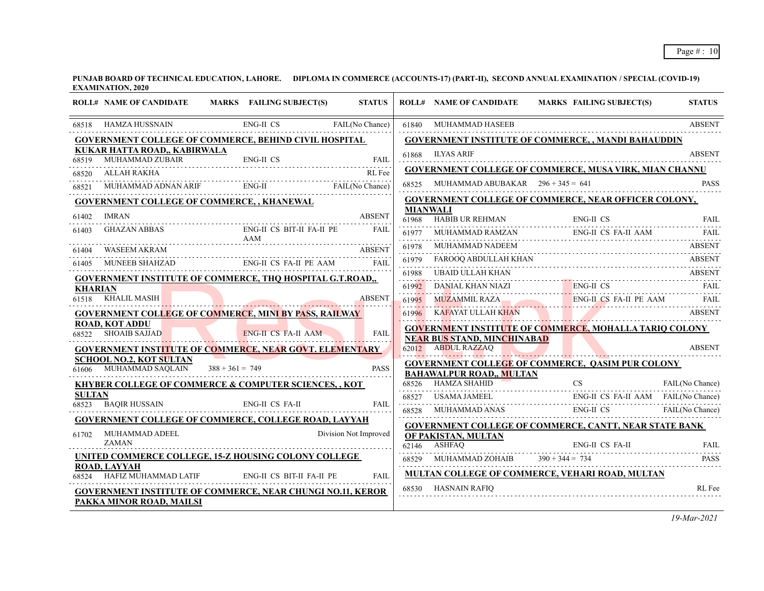**PUNJAB BOARD OF TECHNICAL EDUCATION, LAHORE. DIPLOMA IN COMMERCE (ACCOUNTS-17) (PART-II), SECOND ANNUAL EXAMINATION / SPECIAL (COVID-19) EXAMINATION, 2020**

| ROLL# | NAME OF CANDIDATE | MARKS | FAILING SUBJECT(S) | STATUS |
|---|---|---|---|---|
| 68518 | HAMZA HUSSNAIN | | ENG-II CS | FAIL(No Chance) |

**GOVERNMENT COLLEGE OF COMMERCE, BEHIND CIVIL HOSPITAL KUKAR HATTA ROAD,, KABIRWALA**

| ROLL# | NAME OF CANDIDATE | MARKS | FAILING SUBJECT(S) | STATUS |
|---|---|---|---|---|
| 68519 | MUHAMMAD ZUBAIR | | ENG-II CS | FAIL |
| 68520 | ALLAH RAKHA | | | RL Fee |
| 68521 | MUHAMMAD ADNAN ARIF | | ENG-II | FAIL(No Chance) |

**GOVERNMENT COLLEGE OF COMMERCE, , KHANEWAL**

| ROLL# | NAME OF CANDIDATE | MARKS | FAILING SUBJECT(S) | STATUS |
|---|---|---|---|---|
| 61402 | IMRAN | | | ABSENT |
| 61403 | GHAZAN ABBAS | | ENG-II CS BIT-II FA-II PE AAM | FAIL |
| 61404 | WASEEM AKRAM | | | ABSENT |
| 61405 | MUNEEB SHAHZAD | | ENG-II CS FA-II PE AAM | FAIL |

**GOVERNMENT INSTITUTE OF COMMERCE, THQ HOSPITAL G.T.ROAD,, KHARIAN**

| ROLL# | NAME OF CANDIDATE | MARKS | FAILING SUBJECT(S) | STATUS |
|---|---|---|---|---|
| 61518 | KHALIL MASIH | | | ABSENT |

**GOVERNMENT COLLEGE OF COMMERCE, MINI BY PASS, RAILWAY ROAD, KOT ADDU**

| ROLL# | NAME OF CANDIDATE | MARKS | FAILING SUBJECT(S) | STATUS |
|---|---|---|---|---|
| 68522 | SHOAIB SAJJAD | | ENG-II CS FA-II AAM | FAIL |

**GOVERNMENT INSTITUTE OF COMMERCE, NEAR GOVT. ELEMENTARY SCHOOL NO.2, KOT SULTAN**

| ROLL# | NAME OF CANDIDATE | MARKS | FAILING SUBJECT(S) | STATUS |
|---|---|---|---|---|
| 61606 | MUHAMMAD SAQLAIN | 388 + 361 = 749 | | PASS |

**KHYBER COLLEGE OF COMMERCE & COMPUTER SCIENCES, , KOT SULTAN**

| ROLL# | NAME OF CANDIDATE | MARKS | FAILING SUBJECT(S) | STATUS |
|---|---|---|---|---|
| 68523 | BAQIR HUSSAIN | | ENG-II CS FA-II | FAIL |

**GOVERNMENT COLLEGE OF COMMERCE, COLLEGE ROAD, LAYYAH**

| ROLL# | NAME OF CANDIDATE | MARKS | FAILING SUBJECT(S) | STATUS |
|---|---|---|---|---|
| 61702 | MUHAMMAD ADEEL ZAMAN | | | Division Not Improved |

**UNITED COMMERCE COLLEGE, 15-Z HOUSING COLONY COLLEGE ROAD, LAYYAH**

| ROLL# | NAME OF CANDIDATE | MARKS | FAILING SUBJECT(S) | STATUS |
|---|---|---|---|---|
| 68524 | HAFIZ MUHAMMAD LATIF | | ENG-II CS BIT-II FA-II PE | FAIL |

**GOVERNMENT INSTITUTE OF COMMERCE, NEAR CHUNGI NO.11, KEROR PAKKA MINOR ROAD, MAILSI**

| ROLL# | NAME OF CANDIDATE | MARKS | FAILING SUBJECT(S) | STATUS |
|---|---|---|---|---|
| 61840 | MUHAMMAD HASEEB | | | ABSENT |

**GOVERNMENT INSTITUTE OF COMMERCE, , MANDI BAHAUDDIN**

| ROLL# | NAME OF CANDIDATE | MARKS | FAILING SUBJECT(S) | STATUS |
|---|---|---|---|---|
| 61868 | ILYAS ARIF | | | ABSENT |

**GOVERNMENT COLLEGE OF COMMERCE, MUSA VIRK, MIAN CHANNU**

| ROLL# | NAME OF CANDIDATE | MARKS | FAILING SUBJECT(S) | STATUS |
|---|---|---|---|---|
| 68525 | MUHAMMAD ABUBAKAR | 296 + 345 = 641 | | PASS |

**GOVERNMENT COLLEGE OF COMMERCE, NEAR OFFICER COLONY, MIANWALI**

| ROLL# | NAME OF CANDIDATE | MARKS | FAILING SUBJECT(S) | STATUS |
|---|---|---|---|---|
| 61968 | HABIB UR REHMAN | | ENG-II CS | FAIL |
| 61977 | MUHAMMAD RAMZAN | | ENG-II CS FA-II AAM | FAIL |
| 61978 | MUHAMMAD NADEEM | | | ABSENT |
| 61979 | FAROOQ ABDULLAH KHAN | | | ABSENT |
| 61988 | UBAID ULLAH KHAN | | | ABSENT |
| 61992 | DANIAL KHAN NIAZI | | ENG-II CS | FAIL |
| 61995 | MUZAMMIL RAZA | | ENG-II CS FA-II PE AAM | FAIL |
| 61996 | KAFAYAT ULLAH KHAN | | | ABSENT |

**GOVERNMENT INSTITUTE OF COMMERCE, MOHALLA TARIQ COLONY NEAR BUS STAND, MINCHINABAD**

| ROLL# | NAME OF CANDIDATE | MARKS | FAILING SUBJECT(S) | STATUS |
|---|---|---|---|---|
| 62012 | ABDUL RAZZAQ | | | ABSENT |

**GOVERNMENT COLLEGE OF COMMERCE, QASIM PUR COLONY BAHAWALPUR ROAD,, MULTAN**

| ROLL# | NAME OF CANDIDATE | MARKS | FAILING SUBJECT(S) | STATUS |
|---|---|---|---|---|
| 68526 | HAMZA SHAHID | | CS | FAIL(No Chance) |
| 68527 | USAMA JAMEEL | | ENG-II CS FA-II AAM | FAIL(No Chance) |
| 68528 | MUHAMMAD ANAS | | ENG-II CS | FAIL(No Chance) |

**GOVERNMENT COLLEGE OF COMMERCE, CANTT, NEAR STATE BANK OF PAKISTAN, MULTAN**

| ROLL# | NAME OF CANDIDATE | MARKS | FAILING SUBJECT(S) | STATUS |
|---|---|---|---|---|
| 62146 | ASHFAQ | | ENG-II CS FA-II | FAIL |
| 68529 | MUHAMMAD ZOHAIB | 390 + 344 = 734 | | PASS |

**MULTAN COLLEGE OF COMMERCE, VEHARI ROAD, MULTAN**

| ROLL# | NAME OF CANDIDATE | MARKS | FAILING SUBJECT(S) | STATUS |
|---|---|---|---|---|
| 68530 | HASNAIN RAFIQ | | | RL Fee |

*19-Mar-2021*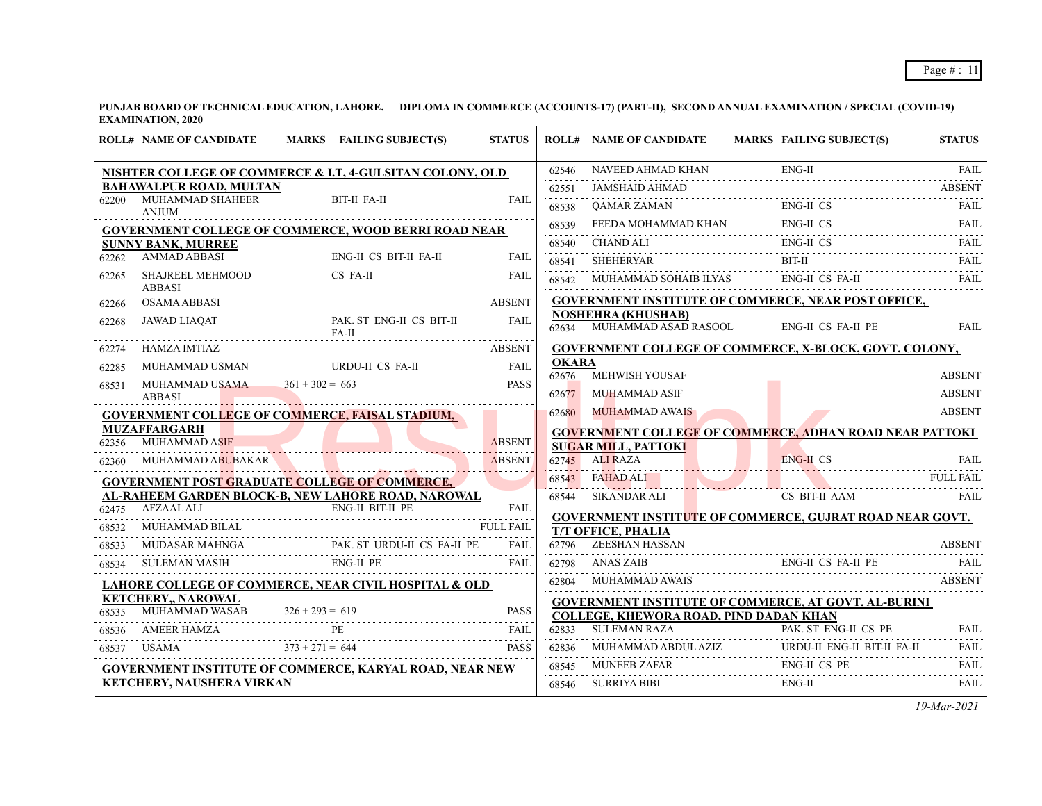**PUNJAB BOARD OF TECHNICAL EDUCATION, LAHORE. DIPLOMA IN COMMERCE (ACCOUNTS-17) (PART-II), SECOND ANNUAL EXAMINATION / SPECIAL (COVID-19) EXAMINATION, 2020**

| ROLL# | NAME OF CANDIDATE | MARKS | FAILING SUBJECT(S) | STATUS |
|---|---|---|---|---|
| **NISHTER COLLEGE OF COMMERCE & I.T, 4-GULSITAN COLONY, OLD BAHAWALPUR ROAD, MULTAN** | | | | |
| 62200 | MUHAMMAD SHAHEER ANJUM | | BIT-II FA-II | FAIL |
| **GOVERNMENT COLLEGE OF COMMERCE, WOOD BERRI ROAD NEAR SUNNY BANK, MURREE** | | | | |
| 62262 | AMMAD ABBASI | | ENG-II CS BIT-II FA-II | FAIL |
| 62265 | SHAJREEL MEHMOOD ABBASI | | CS FA-II | FAIL |
| 62266 | OSAMA ABBASI | | | ABSENT |
| 62268 | JAWAD LIAQAT | | PAK. ST ENG-II CS BIT-II FA-II | FAIL |
| 62274 | HAMZA IMTIAZ | | | ABSENT |
| 62285 | MUHAMMAD USMAN | | URDU-II CS FA-II | FAIL |
| 68531 | MUHAMMAD USAMA ABBASI | 361 + 302 = 663 | | PASS |
| **GOVERNMENT COLLEGE OF COMMERCE, FAISAL STADIUM, MUZAFFARGARH** | | | | |
| 62356 | MUHAMMAD ASIF | | | ABSENT |
| 62360 | MUHAMMAD ABUBAKAR | | | ABSENT |
| **GOVERNMENT POST GRADUATE COLLEGE OF COMMERCE, AL-RAHEEM GARDEN BLOCK-B, NEW LAHORE ROAD, NAROWAL** | | | | |
| 62475 | AFZAAL ALI | | ENG-II BIT-II PE | FAIL |
| 68532 | MUHAMMAD BILAL | | | FULL FAIL |
| 68533 | MUDASAR MAHNGA | | PAK. ST URDU-II CS FA-II PE | FAIL |
| 68534 | SULEMAN MASIH | | ENG-II PE | FAIL |
| **LAHORE COLLEGE OF COMMERCE, NEAR CIVIL HOSPITAL & OLD KETCHERY,, NAROWAL** | | | | |
| 68535 | MUHAMMAD WASAB | 326 + 293 = 619 | | PASS |
| 68536 | AMEER HAMZA | | PE | FAIL |
| 68537 | USAMA | 373 + 271 = 644 | | PASS |
| **GOVERNMENT INSTITUTE OF COMMERCE, KARYAL ROAD, NEAR NEW KETCHERY, NAUSHERA VIRKAN** | | | | |
| 62546 | NAVEED AHMAD KHAN | | ENG-II | FAIL |
| 62551 | JAMSHAID AHMAD | | | ABSENT |
| 68538 | QAMAR ZAMAN | | ENG-II CS | FAIL |
| 68539 | FEEDA MOHAMMAD KHAN | | ENG-II CS | FAIL |
| 68540 | CHAND ALI | | ENG-II CS | FAIL |
| 68541 | SHEHERYAR | | BIT-II | FAIL |
| 68542 | MUHAMMAD SOHAIB ILYAS | | ENG-II CS FA-II | FAIL |
| **GOVERNMENT INSTITUTE OF COMMERCE, NEAR POST OFFICE, NOSHEHRA (KHUSHAB)** | | | | |
| 62634 | MUHAMMAD ASAD RASOOL | | ENG-II CS FA-II PE | FAIL |
| **GOVERNMENT COLLEGE OF COMMERCE, X-BLOCK, GOVT. COLONY, OKARA** | | | | |
| 62676 | MEHWISH YOUSAF | | | ABSENT |
| 62677 | MUHAMMAD ASIF | | | ABSENT |
| 62680 | MUHAMMAD AWAIS | | | ABSENT |
| **GOVERNMENT COLLEGE OF COMMERCE, ADHAN ROAD NEAR PATTOKI SUGAR MILL, PATTOKI** | | | | |
| 62745 | ALI RAZA | | ENG-II CS | FAIL |
| 68543 | FAHAD ALI | | | FULL FAIL |
| 68544 | SIKANDAR ALI | | CS BIT-II AAM | FAIL |
| **GOVERNMENT INSTITUTE OF COMMERCE, GUJRAT ROAD NEAR GOVT. T/T OFFICE, PHALIA** | | | | |
| 62796 | ZEESHAN HASSAN | | | ABSENT |
| 62798 | ANAS ZAIB | | ENG-II CS FA-II PE | FAIL |
| 62804 | MUHAMMAD AWAIS | | | ABSENT |
| **GOVERNMENT INSTITUTE OF COMMERCE, AT GOVT. AL-BURINI COLLEGE, KHEWORA ROAD, PIND DADAN KHAN** | | | | |
| 62833 | SULEMAN RAZA | | PAK. ST ENG-II CS PE | FAIL |
| 62836 | MUHAMMAD ABDUL AZIZ | | URDU-II ENG-II BIT-II FA-II | FAIL |
| 68545 | MUNEEB ZAFAR | | ENG-II CS PE | FAIL |
| 68546 | SURRIYA BIBI | | ENG-II | FAIL |

*19-Mar-2021*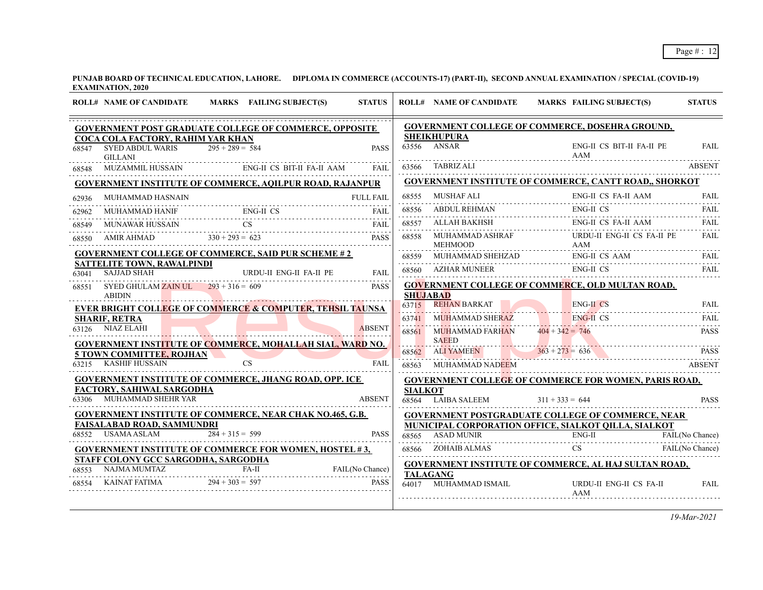**PUNJAB BOARD OF TECHNICAL EDUCATION, LAHORE. DIPLOMA IN COMMERCE (ACCOUNTS-17) (PART-II), SECOND ANNUAL EXAMINATION / SPECIAL (COVID-19) EXAMINATION, 2020**

| ROLL# | NAME OF CANDIDATE | MARKS | FAILING SUBJECT(S) | STATUS |
|---|---|---|---|---|
| **GOVERNMENT POST GRADUATE COLLEGE OF COMMERCE, OPPOSITE COCA COLA FACTORY, RAHIM YAR KHAN** | | | | |
| 68547 | SYED ABDUL WARIS GILLANI | 295 + 289 = 584 | | PASS |
| 68548 | MUZAMMIL HUSSAIN | | ENG-II CS BIT-II FA-II AAM | FAIL |
| **GOVERNMENT INSTITUTE OF COMMERCE, AQILPUR ROAD, RAJANPUR** | | | | |
| 62936 | MUHAMMAD HASNAIN | | | FULL FAIL |
| 62962 | MUHAMMAD HANIF | | ENG-II CS | FAIL |
| 68549 | MUNAWAR HUSSAIN | | CS | FAIL |
| 68550 | AMIR AHMAD | 330 + 293 = 623 | | PASS |
| **GOVERNMENT COLLEGE OF COMMERCE, SAID PUR SCHEME # 2 SATTELITE TOWN, RAWALPINDI** | | | | |
| 63041 | SAJJAD SHAH | | URDU-II ENG-II FA-II PE | FAIL |
| 68551 | SYED GHULAM ZAIN UL ABIDIN | 293 + 316 = 609 | | PASS |
| **EVER BRIGHT COLLEGE OF COMMERCE & COMPUTER, TEHSIL TAUNSA SHARIF, RETRA** | | | | |
| 63126 | NIAZ ELAHI | | | ABSENT |
| **GOVERNMENT INSTITUTE OF COMMERCE, MOHALLAH SIAL, WARD NO. 5 TOWN COMMITTEE, ROJHAN** | | | | |
| 63215 | KASHIF HUSSAIN | | CS | FAIL |
| **GOVERNMENT INSTITUTE OF COMMERCE, JHANG ROAD, OPP. ICE FACTORY, SAHIWAL SARGODHA** | | | | |
| 63306 | MUHAMMAD SHEHR YAR | | | ABSENT |
| **GOVERNMENT INSTITUTE OF COMMERCE, NEAR CHAK NO.465, G.B. FAISALABAD ROAD, SAMMUNDRI** | | | | |
| 68552 | USAMA ASLAM | 284 + 315 = 599 | | PASS |
| **GOVERNMENT INSTITUTE OF COMMERCE FOR WOMEN, HOSTEL # 3, STAFF COLONY GCC SARGODHA, SARGODHA** | | | | |
| 68553 | NAJMA MUMTAZ | | FA-II | FAIL(No Chance) |
| 68554 | KAINAT FATIMA | 294 + 303 = 597 | | PASS |
| **GOVERNMENT COLLEGE OF COMMERCE, DOSEHRA GROUND, SHEIKHUPURA** | | | | |
| 63556 | ANSAR | | ENG-II CS BIT-II FA-II PE AAM | FAIL |
| 63566 | TABRIZ ALI | | | ABSENT |
| **GOVERNMENT INSTITUTE OF COMMERCE, CANTT ROAD,, SHORKOT** | | | | |
| 68555 | MUSHAF ALI | | ENG-II CS FA-II AAM | FAIL |
| 68556 | ABDUL REHMAN | | ENG-II CS | FAIL |
| 68557 | ALLAH BAKHSH | | ENG-II CS FA-II AAM | FAIL |
| 68558 | MUHAMMAD ASHRAF MEHMOOD | | URDU-II ENG-II CS FA-II PE AAM | FAIL |
| 68559 | MUHAMMAD SHEHZAD | | ENG-II CS AAM | FAIL |
| 68560 | AZHAR MUNEER | | ENG-II CS | FAIL |
| **GOVERNMENT COLLEGE OF COMMERCE, OLD MULTAN ROAD, SHUJABAD** | | | | |
| 63715 | REHAN BARKAT | | ENG-II CS | FAIL |
| 63741 | MUHAMMAD SHERAZ | | ENG-II CS | FAIL |
| 68561 | MUHAMMAD FARHAN SAEED | 404 + 342 = 746 | | PASS |
| 68562 | ALI YAMEEN | 363 + 273 = 636 | | PASS |
| 68563 | MUHAMMAD NADEEM | | | ABSENT |
| **GOVERNMENT COLLEGE OF COMMERCE FOR WOMEN, PARIS ROAD, SIALKOT** | | | | |
| 68564 | LAIBA SALEEM | 311 + 333 = 644 | | PASS |
| **GOVERNMENT POSTGRADUATE COLLEGE OF COMMERCE, NEAR MUNICIPAL CORPORATION OFFICE, SIALKOT QILLA, SIALKOT** | | | | |
| 68565 | ASAD MUNIR | | ENG-II | FAIL(No Chance) |
| 68566 | ZOHAIB ALMAS | | CS | FAIL(No Chance) |
| **GOVERNMENT INSTITUTE OF COMMERCE, AL HAJ SULTAN ROAD, TALAGANG** | | | | |
| 64017 | MUHAMMAD ISMAIL | | URDU-II ENG-II CS FA-II AAM | FAIL |

*19-Mar-2021*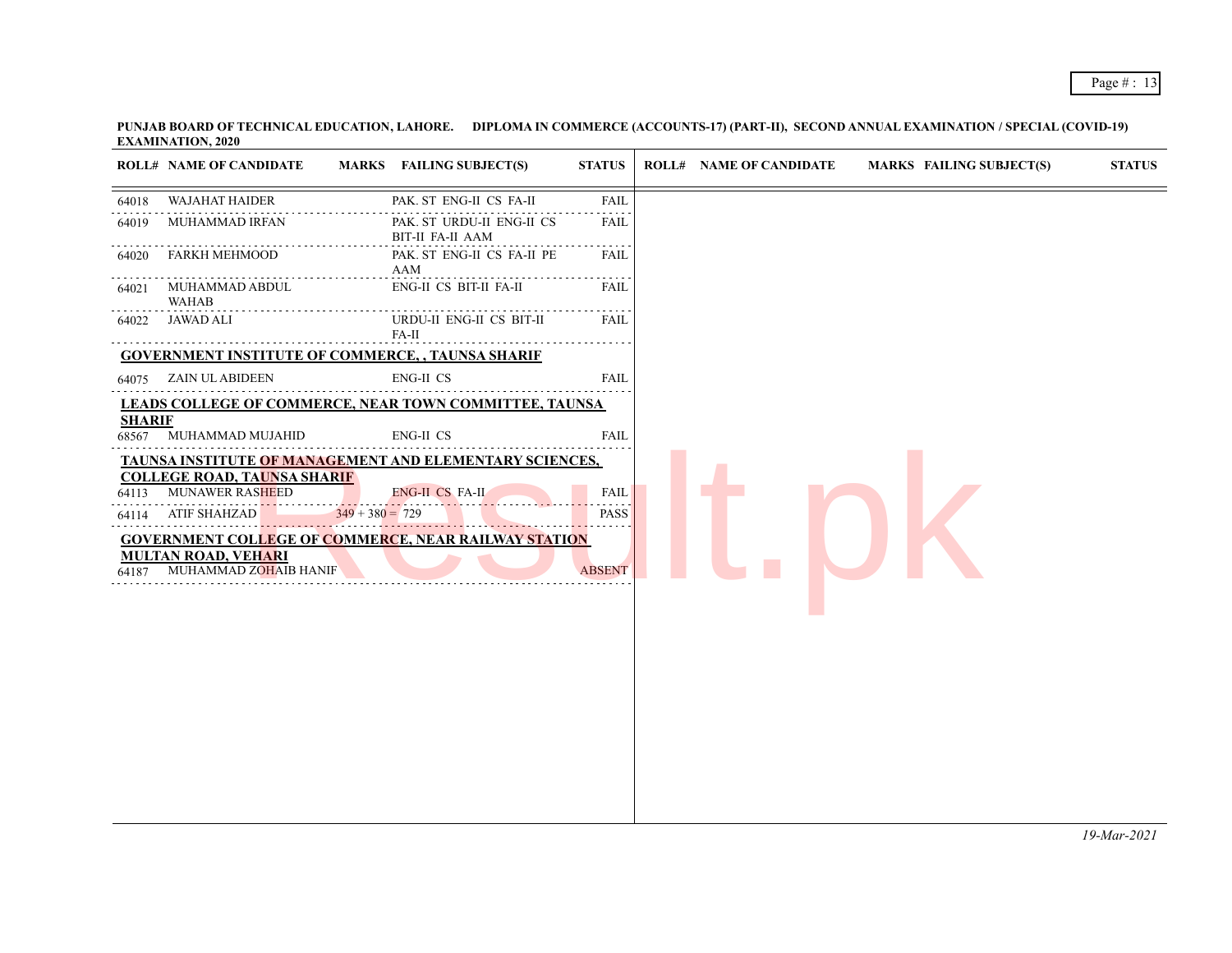**PUNJAB BOARD OF TECHNICAL EDUCATION, LAHORE. DIPLOMA IN COMMERCE (ACCOUNTS-17) (PART-II), SECOND ANNUAL EXAMINATION / SPECIAL (COVID-19) EXAMINATION, 2020**

| ROLL# | NAME OF CANDIDATE | MARKS | FAILING SUBJECT(S) | STATUS |
|---|---|---|---|---|
| 64018 | WAJAHAT HAIDER | | PAK. ST ENG-II CS FA-II | FAIL |
| 64019 | MUHAMMAD IRFAN | | PAK. ST URDU-II ENG-II CS BIT-II FA-II AAM | FAIL |
| 64020 | FARKH MEHMOOD | | PAK. ST ENG-II CS FA-II PE AAM | FAIL |
| 64021 | MUHAMMAD ABDUL WAHAB | | ENG-II CS BIT-II FA-II | FAIL |
| 64022 | JAWAD ALI | | URDU-II ENG-II CS BIT-II FA-II | FAIL |
| **GOVERNMENT INSTITUTE OF COMMERCE, , TAUNSA SHARIF** | | | | |
| 64075 | ZAIN UL ABIDEEN | | ENG-II CS | FAIL |
| **LEADS COLLEGE OF COMMERCE, NEAR TOWN COMMITTEE, TAUNSA SHARIF** | | | | |
| 68567 | MUHAMMAD MUJAHID | | ENG-II CS | FAIL |
| **TAUNSA INSTITUTE OF MANAGEMENT AND ELEMENTARY SCIENCES, COLLEGE ROAD, TAUNSA SHARIF** | | | | |
| 64113 | MUNAWER RASHEED | | ENG-II CS FA-II | FAIL |
| 64114 | ATIF SHAHZAD | 349 + 380 = 729 | | PASS |
| **GOVERNMENT COLLEGE OF COMMERCE, NEAR RAILWAY STATION MULTAN ROAD, VEHARI** | | | | |
| 64187 | MUHAMMAD ZOHAIB HANIF | | | ABSENT |

*19-Mar-2021*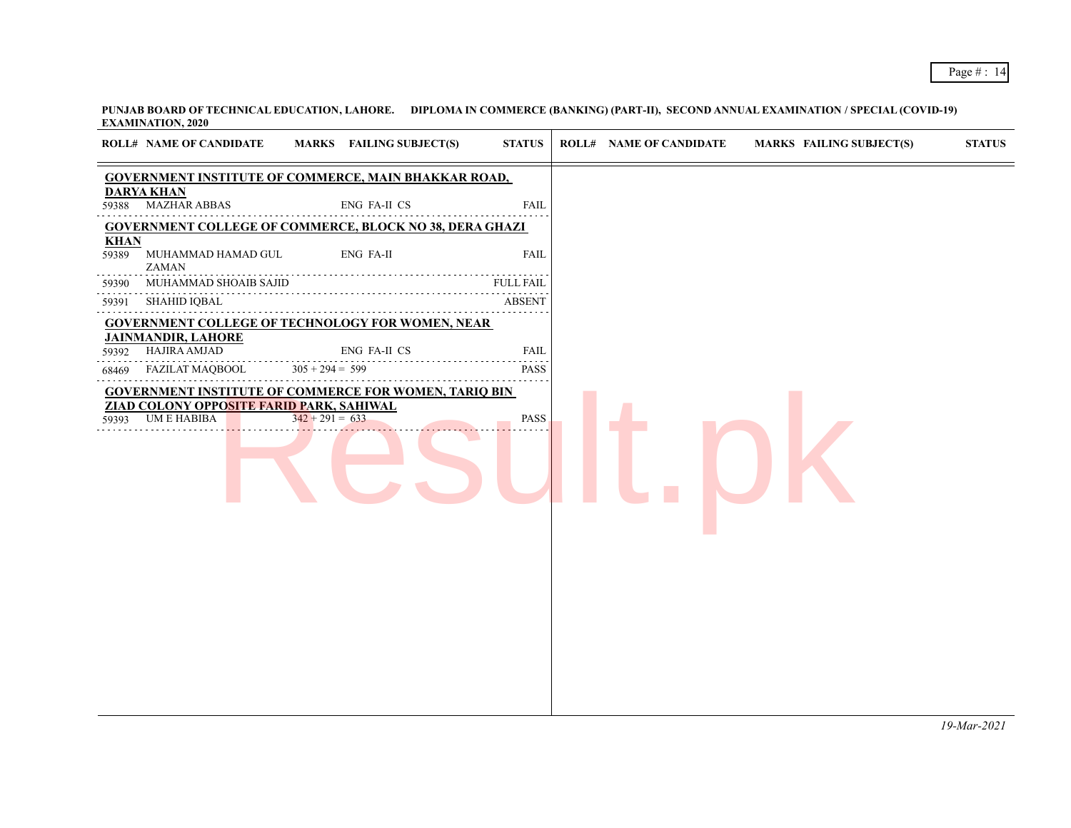**PUNJAB BOARD OF TECHNICAL EDUCATION, LAHORE. DIPLOMA IN COMMERCE (BANKING) (PART-II), SECOND ANNUAL EXAMINATION / SPECIAL (COVID-19) EXAMINATION, 2020**

| ROLL# | NAME OF CANDIDATE | MARKS | FAILING SUBJECT(S) | STATUS |
|---|---|---|---|---|
| **GOVERNMENT INSTITUTE OF COMMERCE, MAIN BHAKKAR ROAD, DARYA KHAN** | | | | |
| 59388 | MAZHAR ABBAS | | ENG FA-II CS | FAIL |
| **GOVERNMENT COLLEGE OF COMMERCE, BLOCK NO 38, DERA GHAZI KHAN** | | | | |
| 59389 | MUHAMMAD HAMAD GUL ZAMAN | | ENG FA-II | FAIL |
| 59390 | MUHAMMAD SHOAIB SAJID | | | FULL FAIL |
| 59391 | SHAHID IQBAL | | | ABSENT |
| **GOVERNMENT COLLEGE OF TECHNOLOGY FOR WOMEN, NEAR JAINMANDIR, LAHORE** | | | | |
| 59392 | HAJIRA AMJAD | | ENG FA-II CS | FAIL |
| 68469 | FAZILAT MAQBOOL | 305 + 294 = 599 | | PASS |
| **GOVERNMENT INSTITUTE OF COMMERCE FOR WOMEN, TARIQ BIN ZIAD COLONY OPPOSITE FARID PARK, SAHIWAL** | | | | |
| 59393 | UM E HABIBA | 342 + 291 = 633 | | PASS |

*19-Mar-2021*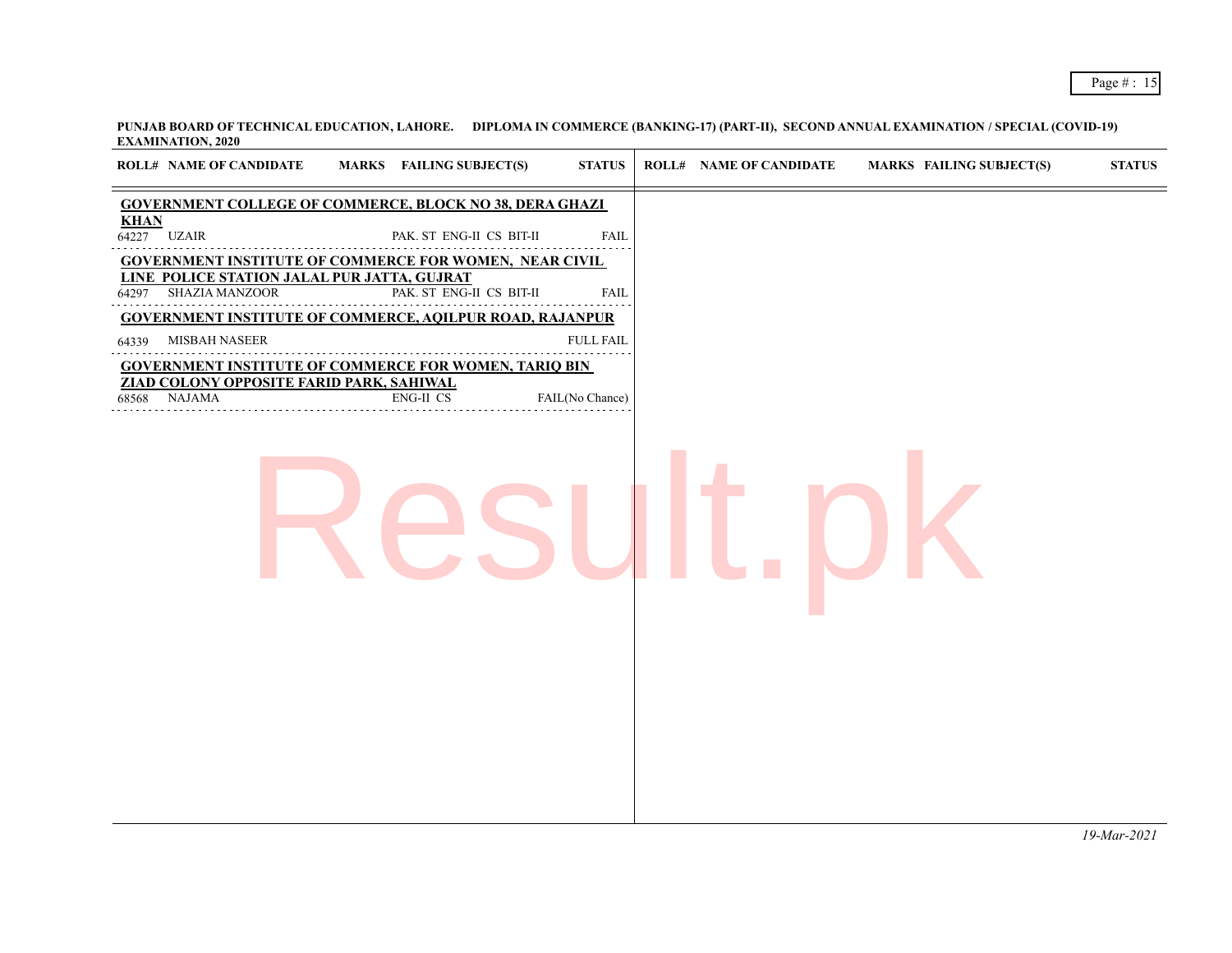**PUNJAB BOARD OF TECHNICAL EDUCATION, LAHORE. DIPLOMA IN COMMERCE (BANKING-17) (PART-II), SECOND ANNUAL EXAMINATION / SPECIAL (COVID-19) EXAMINATION, 2020**

| ROLL# | NAME OF CANDIDATE | MARKS | FAILING SUBJECT(S) | STATUS |
|---|---|---|---|---|
| **GOVERNMENT COLLEGE OF COMMERCE, BLOCK NO 38, DERA GHAZI KHAN** | | | | |
| 64227 | UZAIR | | PAK. ST ENG-II CS BIT-II | FAIL |
| **GOVERNMENT INSTITUTE OF COMMERCE FOR WOMEN, NEAR CIVIL LINE POLICE STATION JALAL PUR JATTA, GUJRAT** | | | | |
| 64297 | SHAZIA MANZOOR | | PAK. ST ENG-II CS BIT-II | FAIL |
| **GOVERNMENT INSTITUTE OF COMMERCE, AQILPUR ROAD, RAJANPUR** | | | | |
| 64339 | MISBAH NASEER | | | FULL FAIL |
| **GOVERNMENT INSTITUTE OF COMMERCE FOR WOMEN, TARIQ BIN ZIAD COLONY OPPOSITE FARID PARK, SAHIWAL** | | | | |
| 68568 | NAJAMA | | ENG-II CS | FAIL(No Chance) |

*19-Mar-2021*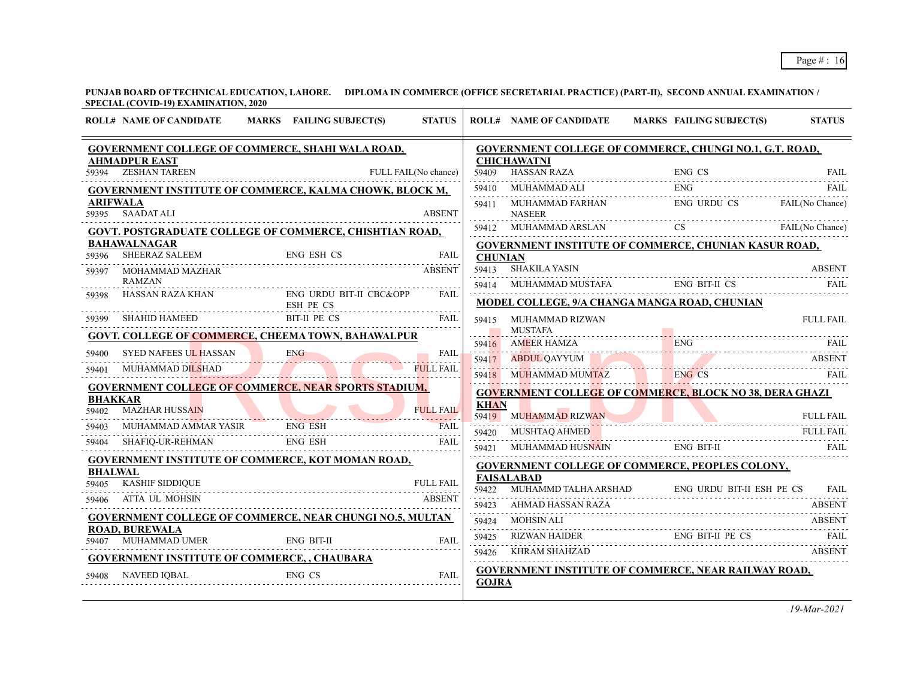**PUNJAB BOARD OF TECHNICAL EDUCATION, LAHORE. DIPLOMA IN COMMERCE (OFFICE SECRETARIAL PRACTICE) (PART-II), SECOND ANNUAL EXAMINATION / SPECIAL (COVID-19) EXAMINATION, 2020**

| ROLL# | NAME OF CANDIDATE | MARKS | FAILING SUBJECT(S) | STATUS |
|---|---|---|---|---|
| **GOVERNMENT COLLEGE OF COMMERCE, SHAHI WALA ROAD, AHMADPUR EAST** | | | | |
| 59394 | ZESHAN TAREEN | | | FULL FAIL(No chance) |
| **GOVERNMENT INSTITUTE OF COMMERCE, KALMA CHOWK, BLOCK M, ARIFWALA** | | | | |
| 59395 | SAADAT ALI | | | ABSENT |
| **GOVT. POSTGRADUATE COLLEGE OF COMMERCE, CHISHTIAN ROAD, BAHAWALNAGAR** | | | | |
| 59396 | SHEERAZ SALEEM | | ENG ESH CS | FAIL |
| 59397 | MOHAMMAD MAZHAR RAMZAN | | | ABSENT |
| 59398 | HASSAN RAZA KHAN | | ENG URDU BIT-II CBC&OPP ESH PE CS | FAIL |
| 59399 | SHAHID HAMEED | | BIT-II PE CS | FAIL |
| **GOVT. COLLEGE OF COMMERCE, CHEEMA TOWN, BAHAWALPUR** | | | | |
| 59400 | SYED NAFEES UL HASSAN | | ENG | FAIL |
| 59401 | MUHAMMAD DILSHAD | | | FULL FAIL |
| **GOVERNMENT COLLEGE OF COMMERCE, NEAR SPORTS STADIUM, BHAKKAR** | | | | |
| 59402 | MAZHAR HUSSAIN | | | FULL FAIL |
| 59403 | MUHAMMAD AMMAR YASIR | | ENG ESH | FAIL |
| 59404 | SHAFIQ-UR-REHMAN | | ENG ESH | FAIL |
| **GOVERNMENT INSTITUTE OF COMMERCE, KOT MOMAN ROAD, BHALWAL** | | | | |
| 59405 | KASHIF SIDDIQUE | | | FULL FAIL |
| 59406 | ATTA UL MOHSIN | | | ABSENT |
| **GOVERNMENT COLLEGE OF COMMERCE, NEAR CHUNGI NO.5, MULTAN ROAD, BUREWALA** | | | | |
| 59407 | MUHAMMAD UMER | | ENG BIT-II | FAIL |
| **GOVERNMENT INSTITUTE OF COMMERCE, , CHAUBARA** | | | | |
| 59408 | NAVEED IQBAL | | ENG CS | FAIL |
| **GOVERNMENT COLLEGE OF COMMERCE, CHUNGI NO.1, G.T. ROAD, CHICHAWATNI** | | | | |
| 59409 | HASSAN RAZA | | ENG CS | FAIL |
| 59410 | MUHAMMAD ALI | | ENG | FAIL |
| 59411 | MUHAMMAD FARHAN NASEER | | ENG URDU CS | FAIL(No Chance) |
| 59412 | MUHAMMAD ARSLAN | | CS | FAIL(No Chance) |
| **GOVERNMENT INSTITUTE OF COMMERCE, CHUNIAN KASUR ROAD, CHUNIAN** | | | | |
| 59413 | SHAKILA YASIN | | | ABSENT |
| 59414 | MUHAMMAD MUSTAFA | | ENG BIT-II CS | FAIL |
| **MODEL COLLEGE, 9/A CHANGA MANGA ROAD, CHUNIAN** | | | | |
| 59415 | MUHAMMAD RIZWAN MUSTAFA | | | FULL FAIL |
| 59416 | AMEER HAMZA | | ENG | FAIL |
| 59417 | ABDUL QAYYUM | | | ABSENT |
| 59418 | MUHAMMAD MUMTAZ | | ENG CS | FAIL |
| **GOVERNMENT COLLEGE OF COMMERCE, BLOCK NO 38, DERA GHAZI KHAN** | | | | |
| 59419 | MUHAMMAD RIZWAN | | | FULL FAIL |
| 59420 | MUSHTAQ AHMED | | | FULL FAIL |
| 59421 | MUHAMMAD HUSNAIN | | ENG BIT-II | FAIL |
| **GOVERNMENT COLLEGE OF COMMERCE, PEOPLES COLONY, FAISALABAD** | | | | |
| 59422 | MUHAMMD TALHA ARSHAD | | ENG URDU BIT-II ESH PE CS | FAIL |
| 59423 | AHMAD HASSAN RAZA | | | ABSENT |
| 59424 | MOHSIN ALI | | | ABSENT |
| 59425 | RIZWAN HAIDER | | ENG BIT-II PE CS | FAIL |
| 59426 | KHRAM SHAHZAD | | | ABSENT |
| **GOVERNMENT INSTITUTE OF COMMERCE, NEAR RAILWAY ROAD, GOJRA** | | | | |

*19-Mar-2021*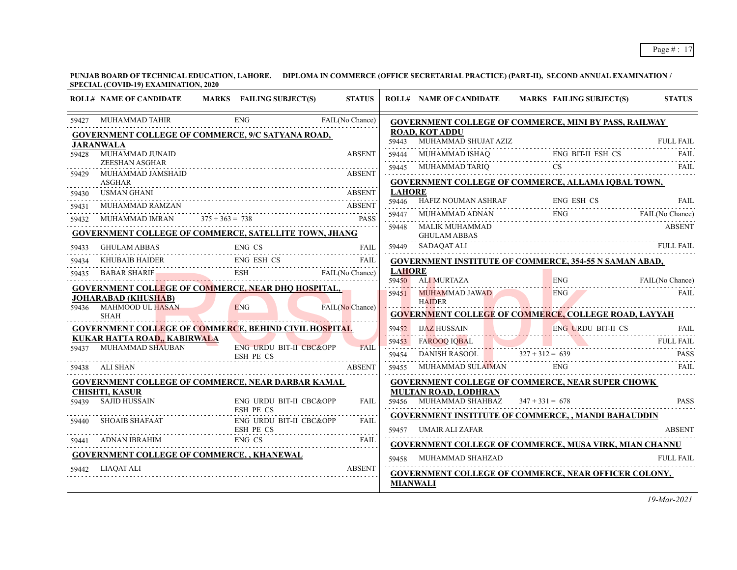**PUNJAB BOARD OF TECHNICAL EDUCATION, LAHORE. DIPLOMA IN COMMERCE (OFFICE SECRETARIAL PRACTICE) (PART-II), SECOND ANNUAL EXAMINATION / SPECIAL (COVID-19) EXAMINATION, 2020**

| ROLL# | NAME OF CANDIDATE | MARKS | FAILING SUBJECT(S) | STATUS |
|---|---|---|---|---|
| 59427 | MUHAMMAD TAHIR | | ENG | FAIL(No Chance) |
| **GOVERNMENT COLLEGE OF COMMERCE, 9/C SATYANA ROAD, JARANWALA** | | | | |
| 59428 | MUHAMMAD JUNAID ZEESHAN ASGHAR | | | ABSENT |
| 59429 | MUHAMMAD JAMSHAID ASGHAR | | | ABSENT |
| 59430 | USMAN GHANI | | | ABSENT |
| 59431 | MUHAMMAD RAMZAN | | | ABSENT |
| 59432 | MUHAMMAD IMRAN | 375 + 363 = 738 | | PASS |
| **GOVERNMENT COLLEGE OF COMMERCE, SATELLITE TOWN, JHANG** | | | | |
| 59433 | GHULAM ABBAS | | ENG CS | FAIL |
| 59434 | KHUBAIB HAIDER | | ENG ESH CS | FAIL |
| 59435 | BABAR SHARIF | | ESH | FAIL(No Chance) |
| **GOVERNMENT COLLEGE OF COMMERCE, NEAR DHQ HOSPITAL, JOHARABAD (KHUSHAB)** | | | | |
| 59436 | MAHMOOD UL HASAN SHAH | | ENG | FAIL(No Chance) |
| **GOVERNMENT COLLEGE OF COMMERCE, BEHIND CIVIL HOSPITAL KUKAR HATTA ROAD,, KABIRWALA** | | | | |
| 59437 | MUHAMMAD SHAUBAN | | ENG URDU BIT-II CBC&OPP ESH PE CS | FAIL |
| 59438 | ALI SHAN | | | ABSENT |
| **GOVERNMENT COLLEGE OF COMMERCE, NEAR DARBAR KAMAL CHISHTI, KASUR** | | | | |
| 59439 | SAJID HUSSAIN | | ENG URDU BIT-II CBC&OPP ESH PE CS | FAIL |
| 59440 | SHOAIB SHAFAAT | | ENG URDU BIT-II CBC&OPP ESH PE CS | FAIL |
| 59441 | ADNAN IBRAHIM | | ENG CS | FAIL |
| **GOVERNMENT COLLEGE OF COMMERCE, , KHANEWAL** | | | | |
| 59442 | LIAQAT ALI | | | ABSENT |
| **GOVERNMENT COLLEGE OF COMMERCE, MINI BY PASS, RAILWAY ROAD, KOT ADDU** | | | | |
| 59443 | MUHAMMAD SHUJAT AZIZ | | | FULL FAIL |
| 59444 | MUHAMMAD ISHAQ | | ENG BIT-II ESH CS | FAIL |
| 59445 | MUHAMMAD TARIQ | | CS | FAIL |
| **GOVERNMENT COLLEGE OF COMMERCE, ALLAMA IQBAL TOWN, LAHORE** | | | | |
| 59446 | HAFIZ NOUMAN ASHRAF | | ENG ESH CS | FAIL |
| 59447 | MUHAMMAD ADNAN | | ENG | FAIL(No Chance) |
| 59448 | MALIK MUHAMMAD GHULAM ABBAS | | | ABSENT |
| 59449 | SADAQAT ALI | | | FULL FAIL |
| **GOVERNMENT INSTITUTE OF COMMERCE, 354-55 N SAMAN ABAD, LAHORE** | | | | |
| 59450 | ALI MURTAZA | | ENG | FAIL(No Chance) |
| 59451 | MUHAMMAD JAWAD HAIDER | | ENG | FAIL |
| **GOVERNMENT COLLEGE OF COMMERCE, COLLEGE ROAD, LAYYAH** | | | | |
| 59452 | IJAZ HUSSAIN | | ENG URDU BIT-II CS | FAIL |
| 59453 | FAROOQ IQBAL | | | FULL FAIL |
| 59454 | DANISH RASOOL | 327 + 312 = 639 | | PASS |
| 59455 | MUHAMMAD SULAIMAN | | ENG | FAIL |
| **GOVERNMENT COLLEGE OF COMMERCE, NEAR SUPER CHOWK MULTAN ROAD, LODHRAN** | | | | |
| 59456 | MUHAMMAD SHAHBAZ | 347 + 331 = 678 | | PASS |
| **GOVERNMENT INSTITUTE OF COMMERCE, , MANDI BAHAUDDIN** | | | | |
| 59457 | UMAIR ALI ZAFAR | | | ABSENT |
| **GOVERNMENT COLLEGE OF COMMERCE, MUSA VIRK, MIAN CHANNU** | | | | |
| 59458 | MUHAMMAD SHAHZAD | | | FULL FAIL |
| **GOVERNMENT COLLEGE OF COMMERCE, NEAR OFFICER COLONY, MIANWALI** | | | | |

*19-Mar-2021*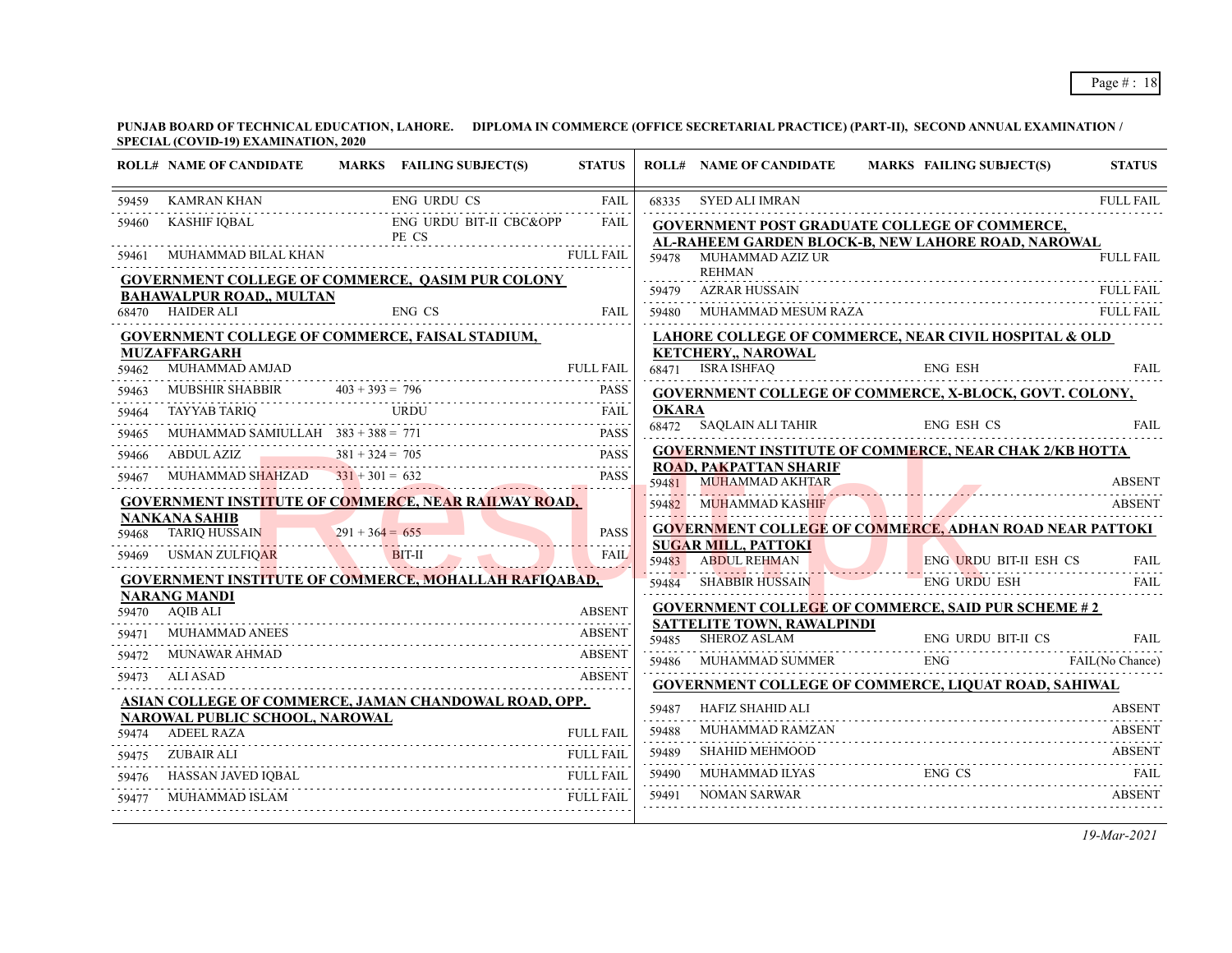**PUNJAB BOARD OF TECHNICAL EDUCATION, LAHORE. DIPLOMA IN COMMERCE (OFFICE SECRETARIAL PRACTICE) (PART-II), SECOND ANNUAL EXAMINATION / SPECIAL (COVID-19) EXAMINATION, 2020**

| ROLL# | NAME OF CANDIDATE | MARKS | FAILING SUBJECT(S) | STATUS |
|---|---|---|---|---|
| 59459 | KAMRAN KHAN | | ENG URDU CS | FAIL |
| 59460 | KASHIF IQBAL | | ENG URDU BIT-II CBC&OPP PE CS | FAIL |
| 59461 | MUHAMMAD BILAL KHAN | | | FULL FAIL |
| **GOVERNMENT COLLEGE OF COMMERCE, QASIM PUR COLONY BAHAWALPUR ROAD,, MULTAN** | | | | |
| 68470 | HAIDER ALI | | ENG CS | FAIL |
| **GOVERNMENT COLLEGE OF COMMERCE, FAISAL STADIUM, MUZAFFARGARH** | | | | |
| 59462 | MUHAMMAD AMJAD | | | FULL FAIL |
| 59463 | MUBSHIR SHABBIR | 403 + 393 = 796 | | PASS |
| 59464 | TAYYAB TARIQ | | URDU | FAIL |
| 59465 | MUHAMMAD SAMIULLAH | 383 + 388 = 771 | | PASS |
| 59466 | ABDUL AZIZ | 381 + 324 = 705 | | PASS |
| 59467 | MUHAMMAD SHAHZAD | 331 + 301 = 632 | | PASS |
| **GOVERNMENT INSTITUTE OF COMMERCE, NEAR RAILWAY ROAD, NANKANA SAHIB** | | | | |
| 59468 | TARIQ HUSSAIN | 291 + 364 = 655 | | PASS |
| 59469 | USMAN ZULFIQAR | | BIT-II | FAIL |
| **GOVERNMENT INSTITUTE OF COMMERCE, MOHALLAH RAFIQABAD, NARANG MANDI** | | | | |
| 59470 | AQIB ALI | | | ABSENT |
| 59471 | MUHAMMAD ANEES | | | ABSENT |
| 59472 | MUNAWAR AHMAD | | | ABSENT |
| 59473 | ALI ASAD | | | ABSENT |
| **ASIAN COLLEGE OF COMMERCE, JAMAN CHANDOWAL ROAD, OPP. NAROWAL PUBLIC SCHOOL, NAROWAL** | | | | |
| 59474 | ADEEL RAZA | | | FULL FAIL |
| 59475 | ZUBAIR ALI | | | FULL FAIL |
| 59476 | HASSAN JAVED IQBAL | | | FULL FAIL |
| 59477 | MUHAMMAD ISLAM | | | FULL FAIL |
| 68335 | SYED ALI IMRAN | | | FULL FAIL |
| **GOVERNMENT POST GRADUATE COLLEGE OF COMMERCE, AL-RAHEEM GARDEN BLOCK-B, NEW LAHORE ROAD, NAROWAL** | | | | |
| 59478 | MUHAMMAD AZIZ UR REHMAN | | | FULL FAIL |
| 59479 | AZRAR HUSSAIN | | | FULL FAIL |
| 59480 | MUHAMMAD MESUM RAZA | | | FULL FAIL |
| **LAHORE COLLEGE OF COMMERCE, NEAR CIVIL HOSPITAL & OLD KETCHERY,, NAROWAL** | | | | |
| 68471 | ISRA ISHFAQ | | ENG ESH | FAIL |
| **GOVERNMENT COLLEGE OF COMMERCE, X-BLOCK, GOVT. COLONY, OKARA** | | | | |
| 68472 | SAQLAIN ALI TAHIR | | ENG ESH CS | FAIL |
| **GOVERNMENT INSTITUTE OF COMMERCE, NEAR CHAK 2/KB HOTTA ROAD, PAKPATTAN SHARIF** | | | | |
| 59481 | MUHAMMAD AKHTAR | | | ABSENT |
| 59482 | MUHAMMAD KASHIF | | | ABSENT |
| **GOVERNMENT COLLEGE OF COMMERCE, ADHAN ROAD NEAR PATTOKI SUGAR MILL, PATTOKI** | | | | |
| 59483 | ABDUL REHMAN | | ENG URDU BIT-II ESH CS | FAIL |
| 59484 | SHABBIR HUSSAIN | | ENG URDU ESH | FAIL |
| **GOVERNMENT COLLEGE OF COMMERCE, SAID PUR SCHEME # 2 SATTELITE TOWN, RAWALPINDI** | | | | |
| 59485 | SHEROZ ASLAM | | ENG URDU BIT-II CS | FAIL |
| 59486 | MUHAMMAD SUMMER | | ENG | FAIL(No Chance) |
| **GOVERNMENT COLLEGE OF COMMERCE, LIQUAT ROAD, SAHIWAL** | | | | |
| 59487 | HAFIZ SHAHID ALI | | | ABSENT |
| 59488 | MUHAMMAD RAMZAN | | | ABSENT |
| 59489 | SHAHID MEHMOOD | | | ABSENT |
| 59490 | MUHAMMAD ILYAS | | ENG CS | FAIL |
| 59491 | NOMAN SARWAR | | | ABSENT |

*19-Mar-2021*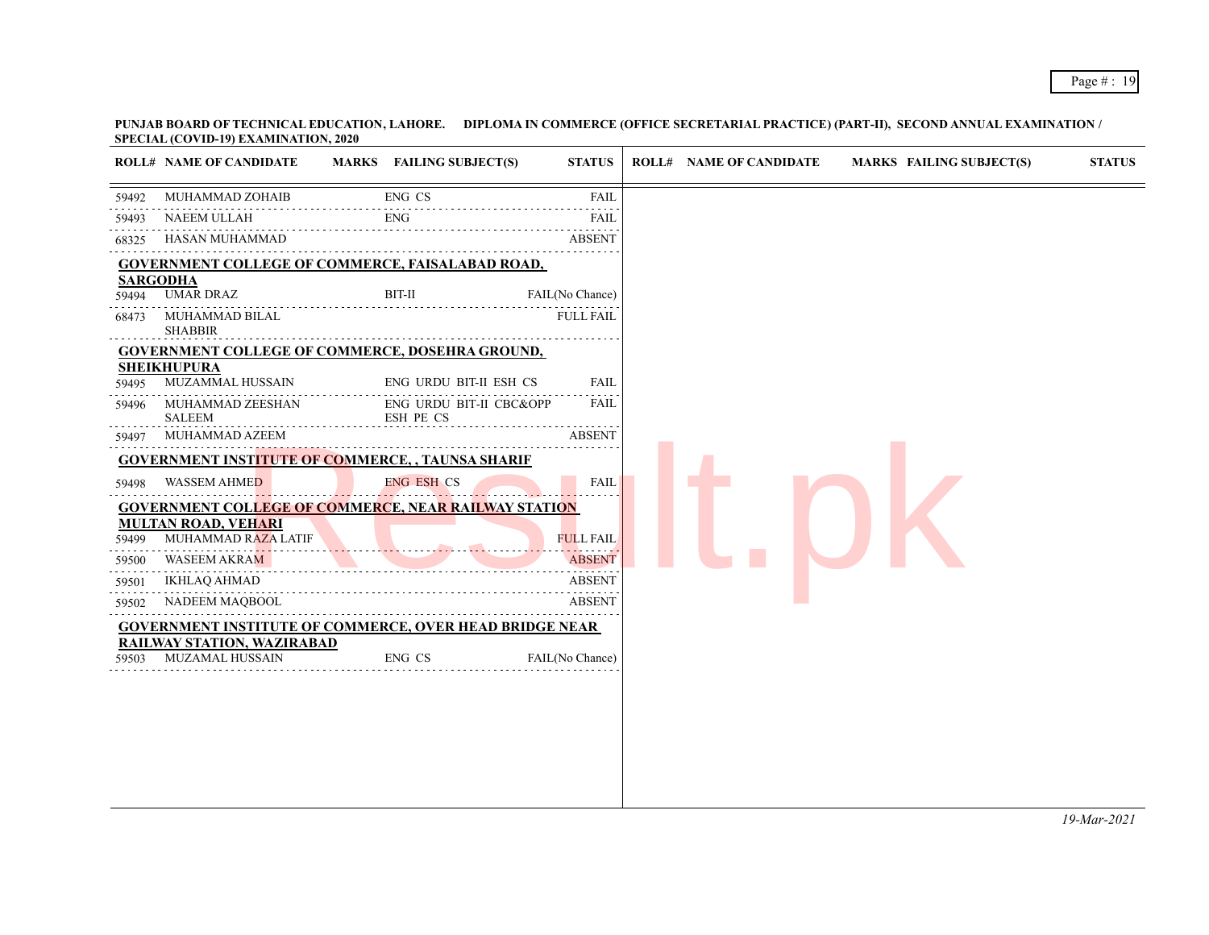**PUNJAB BOARD OF TECHNICAL EDUCATION, LAHORE. DIPLOMA IN COMMERCE (OFFICE SECRETARIAL PRACTICE) (PART-II), SECOND ANNUAL EXAMINATION / SPECIAL (COVID-19) EXAMINATION, 2020**

| ROLL# | NAME OF CANDIDATE | MARKS | FAILING SUBJECT(S) | STATUS |
|---|---|---|---|---|
| 59492 | MUHAMMAD ZOHAIB | | ENG CS | FAIL |
| 59493 | NAEEM ULLAH | | ENG | FAIL |
| 68325 | HASAN MUHAMMAD | | | ABSENT |
| **GOVERNMENT COLLEGE OF COMMERCE, FAISALABAD ROAD, SARGODHA** | | | | |
| 59494 | UMAR DRAZ | | BIT-II | FAIL(No Chance) |
| 68473 | MUHAMMAD BILAL SHABBIR | | | FULL FAIL |
| **GOVERNMENT COLLEGE OF COMMERCE, DOSEHRA GROUND, SHEIKHUPURA** | | | | |
| 59495 | MUZAMMAL HUSSAIN | | ENG URDU BIT-II ESH CS | FAIL |
| 59496 | MUHAMMAD ZEESHAN SALEEM | | ENG URDU BIT-II CBC&OPP ESH PE CS | FAIL |
| 59497 | MUHAMMAD AZEEM | | | ABSENT |
| **GOVERNMENT INSTITUTE OF COMMERCE, , TAUNSA SHARIF** | | | | |
| 59498 | WASSEM AHMED | | ENG ESH CS | FAIL |
| **GOVERNMENT COLLEGE OF COMMERCE, NEAR RAILWAY STATION MULTAN ROAD, VEHARI** | | | | |
| 59499 | MUHAMMAD RAZA LATIF | | | FULL FAIL |
| 59500 | WASEEM AKRAM | | | ABSENT |
| 59501 | IKHLAQ AHMAD | | | ABSENT |
| 59502 | NADEEM MAQBOOL | | | ABSENT |
| **GOVERNMENT INSTITUTE OF COMMERCE, OVER HEAD BRIDGE NEAR RAILWAY STATION, WAZIRABAD** | | | | |
| 59503 | MUZAMAL HUSSAIN | | ENG CS | FAIL(No Chance) |

*19-Mar-2021*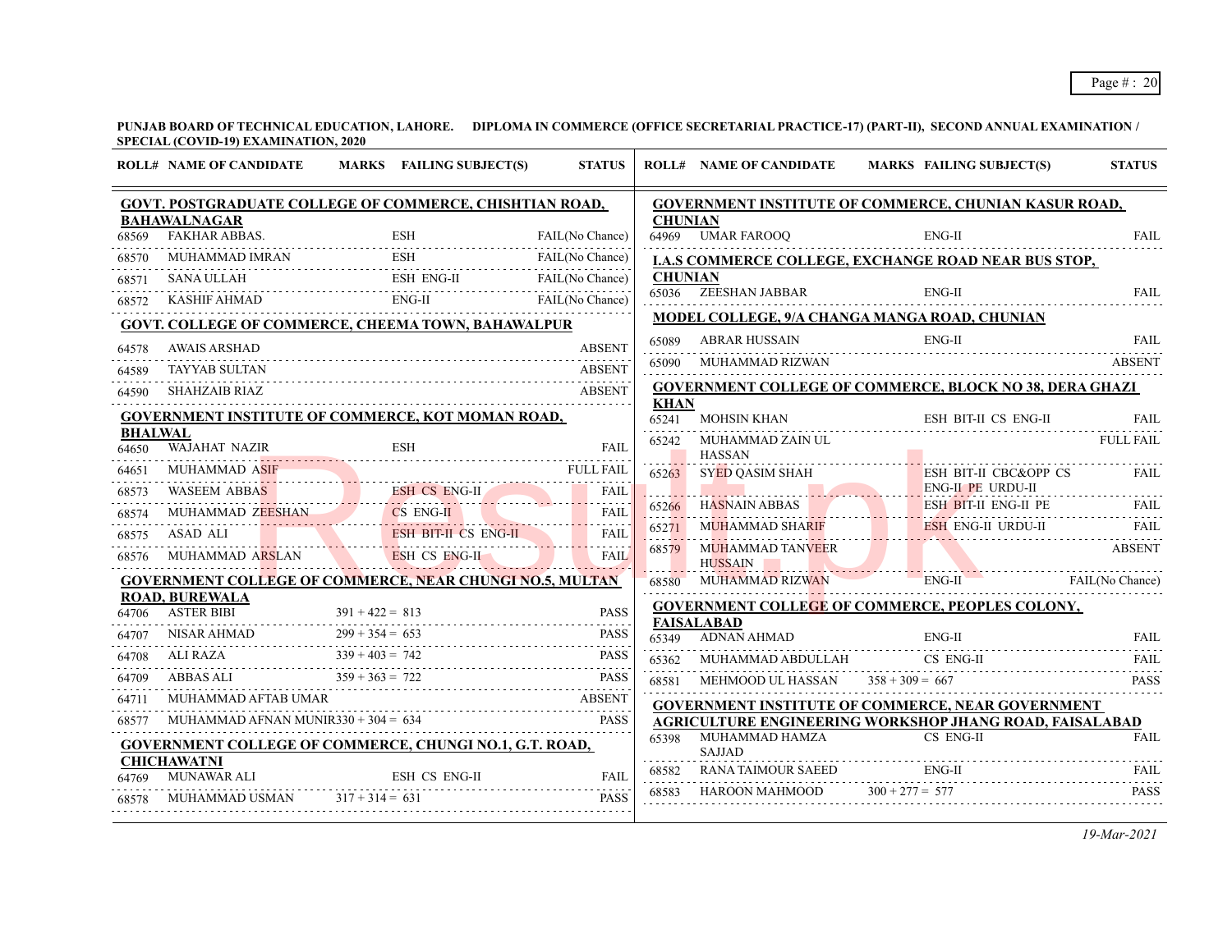**PUNJAB BOARD OF TECHNICAL EDUCATION, LAHORE. DIPLOMA IN COMMERCE (OFFICE SECRETARIAL PRACTICE-17) (PART-II), SECOND ANNUAL EXAMINATION / SPECIAL (COVID-19) EXAMINATION, 2020**

| ROLL# | NAME OF CANDIDATE | MARKS | FAILING SUBJECT(S) | STATUS |
|---|---|---|---|---|
| **GOVT. POSTGRADUATE COLLEGE OF COMMERCE, CHISHTIAN ROAD, BAHAWALNAGAR** | | | | |
| 68569 | FAKHAR ABBAS. | | ESH | FAIL(No Chance) |
| 68570 | MUHAMMAD IMRAN | | ESH | FAIL(No Chance) |
| 68571 | SANA ULLAH | | ESH ENG-II | FAIL(No Chance) |
| 68572 | KASHIF AHMAD | | ENG-II | FAIL(No Chance) |
| **GOVT. COLLEGE OF COMMERCE, CHEEMA TOWN, BAHAWALPUR** | | | | |
| 64578 | AWAIS ARSHAD | | | ABSENT |
| 64589 | TAYYAB SULTAN | | | ABSENT |
| 64590 | SHAHZAIB RIAZ | | | ABSENT |
| **GOVERNMENT INSTITUTE OF COMMERCE, KOT MOMAN ROAD, BHALWAL** | | | | |
| 64650 | WAJAHAT NAZIR | | ESH | FAIL |
| 64651 | MUHAMMAD ASIF | | | FULL FAIL |
| 68573 | WASEEM ABBAS | | ESH CS ENG-II | FAIL |
| 68574 | MUHAMMAD ZEESHAN | | CS ENG-II | FAIL |
| 68575 | ASAD ALI | | ESH BIT-II CS ENG-II | FAIL |
| 68576 | MUHAMMAD ARSLAN | | ESH CS ENG-II | FAIL |
| **GOVERNMENT COLLEGE OF COMMERCE, NEAR CHUNGI NO.5, MULTAN ROAD, BUREWALA** | | | | |
| 64706 | ASTER BIBI | 391 + 422 = 813 | | PASS |
| 64707 | NISAR AHMAD | 299 + 354 = 653 | | PASS |
| 64708 | ALI RAZA | 339 + 403 = 742 | | PASS |
| 64709 | ABBAS ALI | 359 + 363 = 722 | | PASS |
| 64711 | MUHAMMAD AFTAB UMAR | | | ABSENT |
| 68577 | MUHAMMAD AFNAN MUNIR | 330 + 304 = 634 | | PASS |
| **GOVERNMENT COLLEGE OF COMMERCE, CHUNGI NO.1, G.T. ROAD, CHICHAWATNI** | | | | |
| 64769 | MUNAWAR ALI | | ESH CS ENG-II | FAIL |
| 68578 | MUHAMMAD USMAN | 317 + 314 = 631 | | PASS |
| **GOVERNMENT INSTITUTE OF COMMERCE, CHUNIAN KASUR ROAD, CHUNIAN** | | | | |
| 64969 | UMAR FAROOQ | | ENG-II | FAIL |
| **I.A.S COMMERCE COLLEGE, EXCHANGE ROAD NEAR BUS STOP, CHUNIAN** | | | | |
| 65036 | ZEESHAN JABBAR | | ENG-II | FAIL |
| **MODEL COLLEGE, 9/A CHANGA MANGA ROAD, CHUNIAN** | | | | |
| 65089 | ABRAR HUSSAIN | | ENG-II | FAIL |
| 65090 | MUHAMMAD RIZWAN | | | ABSENT |
| **GOVERNMENT COLLEGE OF COMMERCE, BLOCK NO 38, DERA GHAZI KHAN** | | | | |
| 65241 | MOHSIN KHAN | | ESH BIT-II CS ENG-II | FAIL |
| 65242 | MUHAMMAD ZAIN UL HASSAN | | | FULL FAIL |
| 65263 | SYED QASIM SHAH | | ESH BIT-II CBC&OPP CS ENG-II PE URDU-II | FAIL |
| 65266 | HASNAIN ABBAS | | ESH BIT-II ENG-II PE | FAIL |
| 65271 | MUHAMMAD SHARIF | | ESH ENG-II URDU-II | FAIL |
| 68579 | MUHAMMAD TANVEER HUSSAIN | | | ABSENT |
| 68580 | MUHAMMAD RIZWAN | | ENG-II | FAIL(No Chance) |
| **GOVERNMENT COLLEGE OF COMMERCE, PEOPLES COLONY, FAISALABAD** | | | | |
| 65349 | ADNAN AHMAD | | ENG-II | FAIL |
| 65362 | MUHAMMAD ABDULLAH | | CS ENG-II | FAIL |
| 68581 | MEHMOOD UL HASSAN | 358 + 309 = 667 | | PASS |
| **GOVERNMENT INSTITUTE OF COMMERCE, NEAR GOVERNMENT AGRICULTURE ENGINEERING WORKSHOP JHANG ROAD, FAISALABAD** | | | | |
| 65398 | MUHAMMAD HAMZA SAJJAD | | CS ENG-II | FAIL |
| 68582 | RANA TAIMOUR SAEED | | ENG-II | FAIL |
| 68583 | HAROON MAHMOOD | 300 + 277 = 577 | | PASS |

*19-Mar-2021*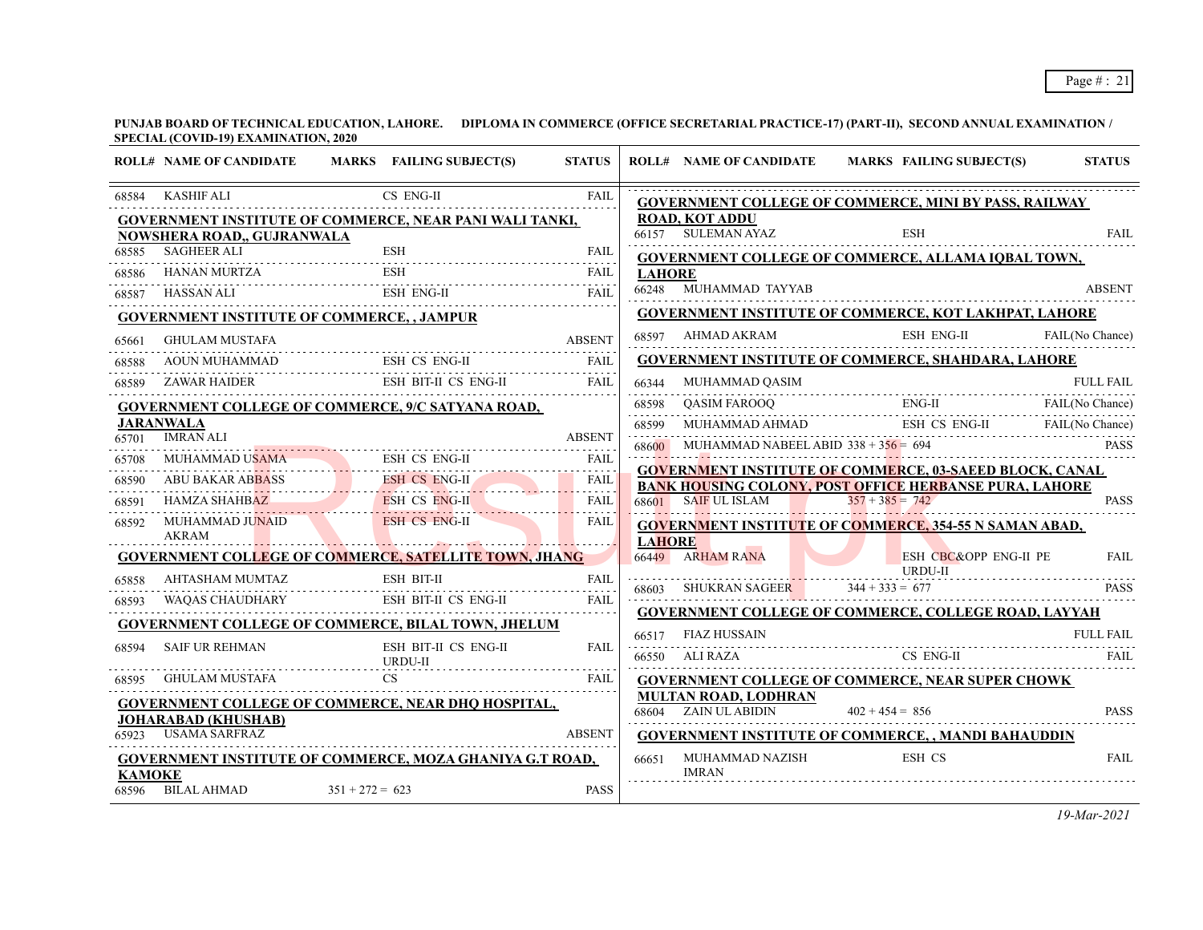**PUNJAB BOARD OF TECHNICAL EDUCATION, LAHORE. DIPLOMA IN COMMERCE (OFFICE SECRETARIAL PRACTICE-17) (PART-II), SECOND ANNUAL EXAMINATION / SPECIAL (COVID-19) EXAMINATION, 2020**

| ROLL# | NAME OF CANDIDATE | MARKS | FAILING SUBJECT(S) | STATUS |
|---|---|---|---|---|
| 68584 | KASHIF ALI | | CS ENG-II | FAIL |
| **GOVERNMENT INSTITUTE OF COMMERCE, NEAR PANI WALI TANKI, NOWSHERA ROAD,, GUJRANWALA** | | | | |
| 68585 | SAGHEER ALI | | ESH | FAIL |
| 68586 | HANAN MURTZA | | ESH | FAIL |
| 68587 | HASSAN ALI | | ESH ENG-II | FAIL |
| **GOVERNMENT INSTITUTE OF COMMERCE, , JAMPUR** | | | | |
| 65661 | GHULAM MUSTAFA | | | ABSENT |
| 68588 | AOUN MUHAMMAD | | ESH CS ENG-II | FAIL |
| 68589 | ZAWAR HAIDER | | ESH BIT-II CS ENG-II | FAIL |
| **GOVERNMENT COLLEGE OF COMMERCE, 9/C SATYANA ROAD, JARANWALA** | | | | |
| 65701 | IMRAN ALI | | | ABSENT |
| 65708 | MUHAMMAD USAMA | | ESH CS ENG-II | FAIL |
| 68590 | ABU BAKAR ABBASS | | ESH CS ENG-II | FAIL |
| 68591 | HAMZA SHAHBAZ | | ESH CS ENG-II | FAIL |
| 68592 | MUHAMMAD JUNAID AKRAM | | ESH CS ENG-II | FAIL |
| **GOVERNMENT COLLEGE OF COMMERCE, SATELLITE TOWN, JHANG** | | | | |
| 65858 | AHTASHAM MUMTAZ | | ESH BIT-II | FAIL |
| 68593 | WAQAS CHAUDHARY | | ESH BIT-II CS ENG-II | FAIL |
| **GOVERNMENT COLLEGE OF COMMERCE, BILAL TOWN, JHELUM** | | | | |
| 68594 | SAIF UR REHMAN | | ESH BIT-II CS ENG-II URDU-II | FAIL |
| 68595 | GHULAM MUSTAFA | | CS | FAIL |
| **GOVERNMENT COLLEGE OF COMMERCE, NEAR DHQ HOSPITAL, JOHARABAD (KHUSHAB)** | | | | |
| 65923 | USAMA SARFRAZ | | | ABSENT |
| **GOVERNMENT INSTITUTE OF COMMERCE, MOZA GHANIYA G.T ROAD, KAMOKE** | | | | |
| 68596 | BILAL AHMAD | 351 + 272 = 623 | | PASS |
| **GOVERNMENT COLLEGE OF COMMERCE, MINI BY PASS, RAILWAY ROAD, KOT ADDU** | | | | |
| 66157 | SULEMAN AYAZ | | ESH | FAIL |
| **GOVERNMENT COLLEGE OF COMMERCE, ALLAMA IQBAL TOWN, LAHORE** | | | | |
| 66248 | MUHAMMAD TAYYAB | | | ABSENT |
| **GOVERNMENT INSTITUTE OF COMMERCE, KOT LAKHPAT, LAHORE** | | | | |
| 68597 | AHMAD AKRAM | | ESH ENG-II | FAIL(No Chance) |
| **GOVERNMENT INSTITUTE OF COMMERCE, SHAHDARA, LAHORE** | | | | |
| 66344 | MUHAMMAD QASIM | | | FULL FAIL |
| 68598 | QASIM FAROOQ | | ENG-II | FAIL(No Chance) |
| 68599 | MUHAMMAD AHMAD | | ESH CS ENG-II | FAIL(No Chance) |
| 68600 | MUHAMMAD NABEEL ABID | 338 + 356 = 694 | | PASS |
| **GOVERNMENT INSTITUTE OF COMMERCE, 03-SAEED BLOCK, CANAL BANK HOUSING COLONY, POST OFFICE HERBANSE PURA, LAHORE** | | | | |
| 68601 | SAIF UL ISLAM | 357 + 385 = 742 | | PASS |
| **GOVERNMENT INSTITUTE OF COMMERCE, 354-55 N SAMAN ABAD, LAHORE** | | | | |
| 66449 | ARHAM RANA | | ESH CBC&OPP ENG-II PE URDU-II | FAIL |
| 68603 | SHUKRAN SAGEER | 344 + 333 = 677 | | PASS |
| **GOVERNMENT COLLEGE OF COMMERCE, COLLEGE ROAD, LAYYAH** | | | | |
| 66517 | FIAZ HUSSAIN | | | FULL FAIL |
| 66550 | ALI RAZA | | CS ENG-II | FAIL |
| **GOVERNMENT COLLEGE OF COMMERCE, NEAR SUPER CHOWK MULTAN ROAD, LODHRAN** | | | | |
| 68604 | ZAIN UL ABIDIN | 402 + 454 = 856 | | PASS |
| **GOVERNMENT INSTITUTE OF COMMERCE, , MANDI BAHAUDDIN** | | | | |
| 66651 | MUHAMMAD NAZISH IMRAN | | ESH CS | FAIL |

*19-Mar-2021*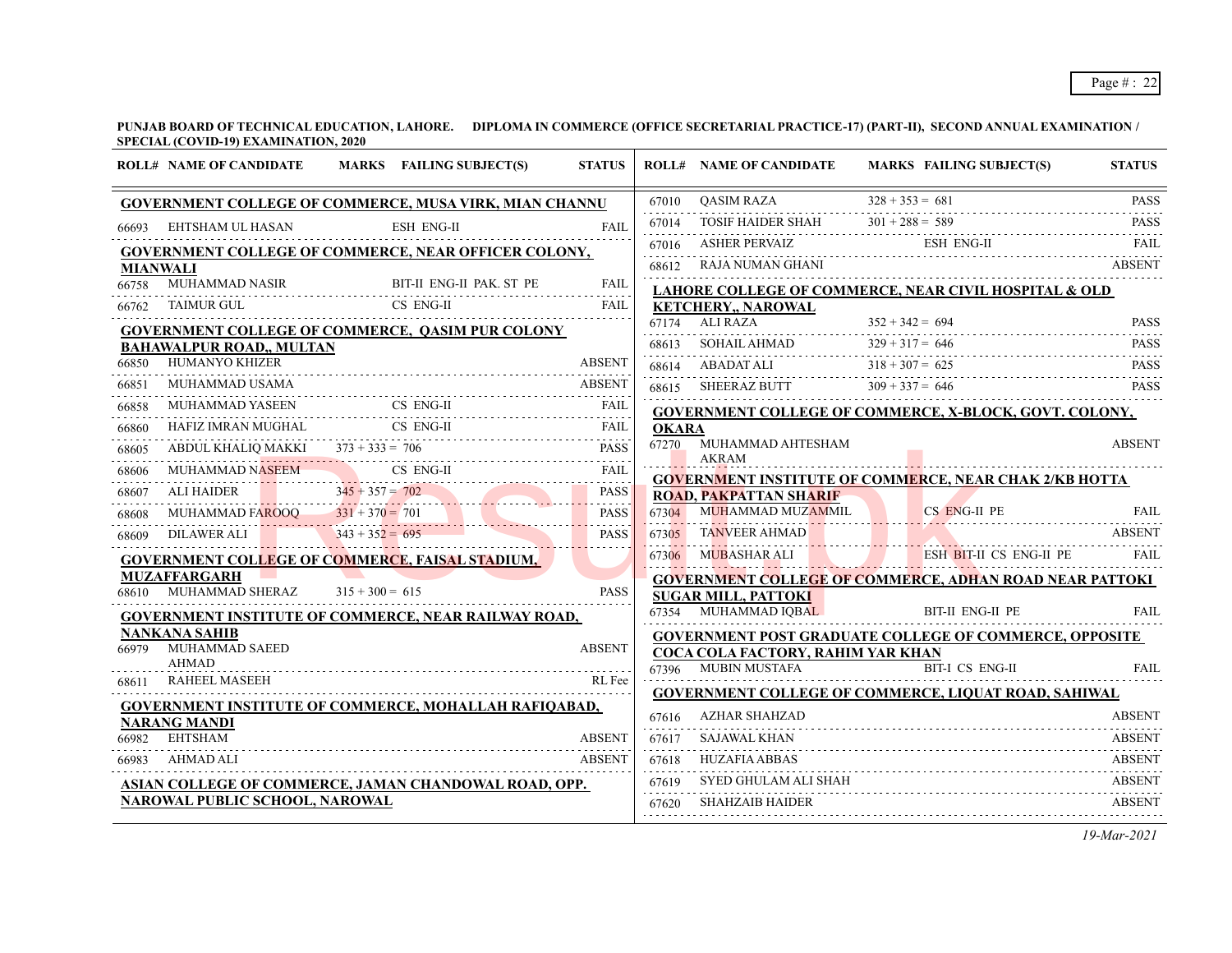**PUNJAB BOARD OF TECHNICAL EDUCATION, LAHORE. DIPLOMA IN COMMERCE (OFFICE SECRETARIAL PRACTICE-17) (PART-II), SECOND ANNUAL EXAMINATION / SPECIAL (COVID-19) EXAMINATION, 2020**

| ROLL# | NAME OF CANDIDATE | MARKS | FAILING SUBJECT(S) | STATUS |
|---|---|---|---|---|
| **GOVERNMENT COLLEGE OF COMMERCE, MUSA VIRK, MIAN CHANNU** | | | | |
| 66693 | EHTSHAM UL HASAN | | ESH ENG-II | FAIL |
| **GOVERNMENT COLLEGE OF COMMERCE, NEAR OFFICER COLONY, MIANWALI** | | | | |
| 66758 | MUHAMMAD NASIR | | BIT-II ENG-II PAK. ST PE | FAIL |
| 66762 | TAIMUR GUL | | CS ENG-II | FAIL |
| **GOVERNMENT COLLEGE OF COMMERCE, QASIM PUR COLONY BAHAWALPUR ROAD,, MULTAN** | | | | |
| 66850 | HUMANYO KHIZER | | | ABSENT |
| 66851 | MUHAMMAD USAMA | | | ABSENT |
| 66858 | MUHAMMAD YASEEN | | CS ENG-II | FAIL |
| 66860 | HAFIZ IMRAN MUGHAL | | CS ENG-II | FAIL |
| 68605 | ABDUL KHALIQ MAKKI | 373 + 333 = 706 | | PASS |
| 68606 | MUHAMMAD NASEEM | | CS ENG-II | FAIL |
| 68607 | ALI HAIDER | 345 + 357 = 702 | | PASS |
| 68608 | MUHAMMAD FAROOQ | 331 + 370 = 701 | | PASS |
| 68609 | DILAWER ALI | 343 + 352 = 695 | | PASS |
| **GOVERNMENT COLLEGE OF COMMERCE, FAISAL STADIUM, MUZAFFARGARH** | | | | |
| 68610 | MUHAMMAD SHERAZ | 315 + 300 = 615 | | PASS |
| **GOVERNMENT INSTITUTE OF COMMERCE, NEAR RAILWAY ROAD, NANKANA SAHIB** | | | | |
| 66979 | MUHAMMAD SAEED AHMAD | | | ABSENT |
| 68611 | RAHEEL MASEEH | | | RL Fee |
| **GOVERNMENT INSTITUTE OF COMMERCE, MOHALLAH RAFIQABAD, NARANG MANDI** | | | | |
| 66982 | EHTSHAM | | | ABSENT |
| 66983 | AHMAD ALI | | | ABSENT |
| **ASIAN COLLEGE OF COMMERCE, JAMAN CHANDOWAL ROAD, OPP. NAROWAL PUBLIC SCHOOL, NAROWAL** | | | | |
| 67010 | QASIM RAZA | 328 + 353 = 681 | | PASS |
| 67014 | TOSIF HAIDER SHAH | 301 + 288 = 589 | | PASS |
| 67016 | ASHER PERVAIZ | | ESH ENG-II | FAIL |
| 68612 | RAJA NUMAN GHANI | | | ABSENT |
| **LAHORE COLLEGE OF COMMERCE, NEAR CIVIL HOSPITAL & OLD KETCHERY,, NAROWAL** | | | | |
| 67174 | ALI RAZA | 352 + 342 = 694 | | PASS |
| 68613 | SOHAIL AHMAD | 329 + 317 = 646 | | PASS |
| 68614 | ABADAT ALI | 318 + 307 = 625 | | PASS |
| 68615 | SHEERAZ BUTT | 309 + 337 = 646 | | PASS |
| **GOVERNMENT COLLEGE OF COMMERCE, X-BLOCK, GOVT. COLONY, OKARA** | | | | |
| 67270 | MUHAMMAD AHTESHAM AKRAM | | | ABSENT |
| **GOVERNMENT INSTITUTE OF COMMERCE, NEAR CHAK 2/KB HOTTA ROAD, PAKPATTAN SHARIF** | | | | |
| 67304 | MUHAMMAD MUZAMMIL | | CS ENG-II PE | FAIL |
| 67305 | TANVEER AHMAD | | | ABSENT |
| 67306 | MUBASHAR ALI | | ESH BIT-II CS ENG-II PE | FAIL |
| **GOVERNMENT COLLEGE OF COMMERCE, ADHAN ROAD NEAR PATTOKI SUGAR MILL, PATTOKI** | | | | |
| 67354 | MUHAMMAD IQBAL | | BIT-II ENG-II PE | FAIL |
| **GOVERNMENT POST GRADUATE COLLEGE OF COMMERCE, OPPOSITE COCA COLA FACTORY, RAHIM YAR KHAN** | | | | |
| 67396 | MUBIN MUSTAFA | | BIT-I CS ENG-II | FAIL |
| **GOVERNMENT COLLEGE OF COMMERCE, LIQUAT ROAD, SAHIWAL** | | | | |
| 67616 | AZHAR SHAHZAD | | | ABSENT |
| 67617 | SAJAWAL KHAN | | | ABSENT |
| 67618 | HUZAFIA ABBAS | | | ABSENT |
| 67619 | SYED GHULAM ALI SHAH | | | ABSENT |
| 67620 | SHAHZAIB HAIDER | | | ABSENT |

*19-Mar-2021*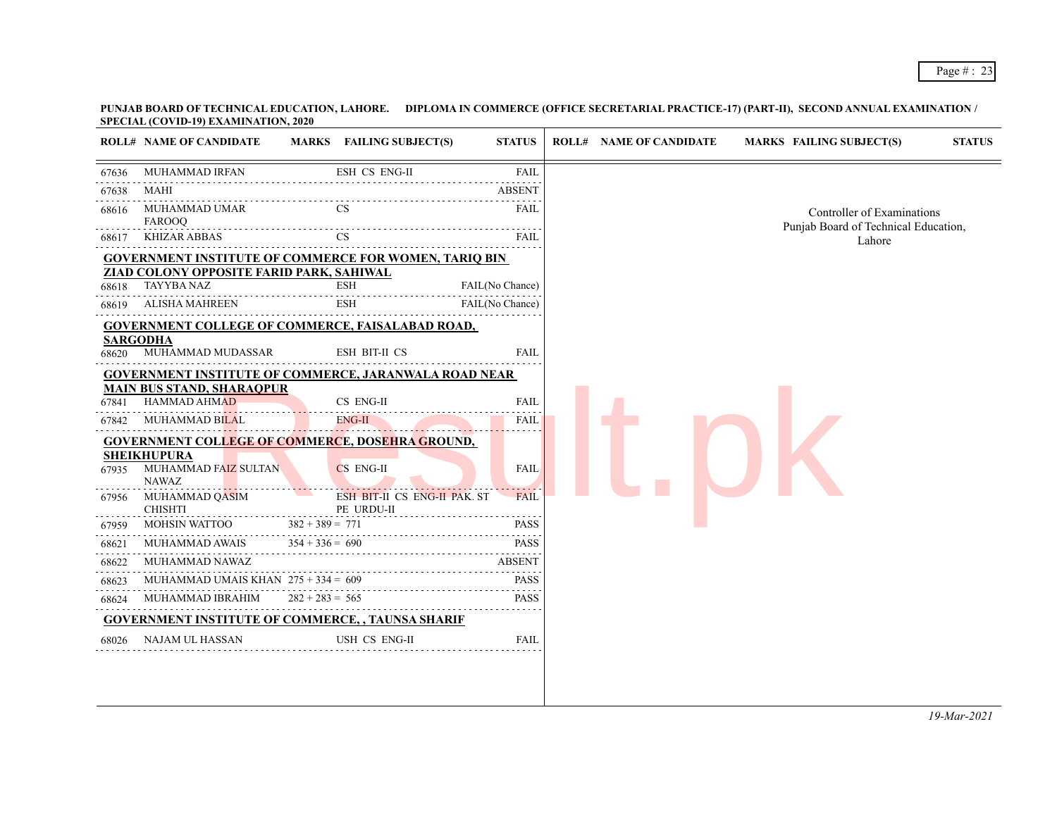**PUNJAB BOARD OF TECHNICAL EDUCATION, LAHORE. DIPLOMA IN COMMERCE (OFFICE SECRETARIAL PRACTICE-17) (PART-II), SECOND ANNUAL EXAMINATION / SPECIAL (COVID-19) EXAMINATION, 2020**

| ROLL# | NAME OF CANDIDATE | MARKS | FAILING SUBJECT(S) | STATUS |
|---|---|---|---|---|
| 67636 | MUHAMMAD IRFAN | | ESH CS ENG-II | FAIL |
| 67638 | MAHI | | | ABSENT |
| 68616 | MUHAMMAD UMAR FAROOQ | | CS | FAIL |
| 68617 | KHIZAR ABBAS | | CS | FAIL |
| | **GOVERNMENT INSTITUTE OF COMMERCE FOR WOMEN, TARIQ BIN ZIAD COLONY OPPOSITE FARID PARK, SAHIWAL** | | | |
| 68618 | TAYYBA NAZ | | ESH | FAIL(No Chance) |
| 68619 | ALISHA MAHREEN | | ESH | FAIL(No Chance) |
| | **GOVERNMENT COLLEGE OF COMMERCE, FAISALABAD ROAD, SARGODHA** | | | |
| 68620 | MUHAMMAD MUDASSAR | | ESH BIT-II CS | FAIL |
| | **GOVERNMENT INSTITUTE OF COMMERCE, JARANWALA ROAD NEAR MAIN BUS STAND, SHARAQPUR** | | | |
| 67841 | HAMMAD AHMAD | | CS ENG-II | FAIL |
| 67842 | MUHAMMAD BILAL | | ENG-II | FAIL |
| | **GOVERNMENT COLLEGE OF COMMERCE, DOSEHRA GROUND, SHEIKHUPURA** | | | |
| 67935 | MUHAMMAD FAIZ SULTAN NAWAZ | | CS ENG-II | FAIL |
| 67956 | MUHAMMAD QASIM CHISHTI | | ESH BIT-II CS ENG-II PAK. ST PE URDU-II | FAIL |
| 67959 | MOHSIN WATTOO | 382 + 389 = 771 | | PASS |
| 68621 | MUHAMMAD AWAIS | 354 + 336 = 690 | | PASS |
| 68622 | MUHAMMAD NAWAZ | | | ABSENT |
| 68623 | MUHAMMAD UMAIS KHAN | 275 + 334 = 609 | | PASS |
| 68624 | MUHAMMAD IBRAHIM | 282 + 283 = 565 | | PASS |
| | **GOVERNMENT INSTITUTE OF COMMERCE, , TAUNSA SHARIF** | | | |
| 68026 | NAJAM UL HASSAN | | USH CS ENG-II | FAIL |

Controller of Examinations
Punjab Board of Technical Education,
Lahore

*19-Mar-2021*